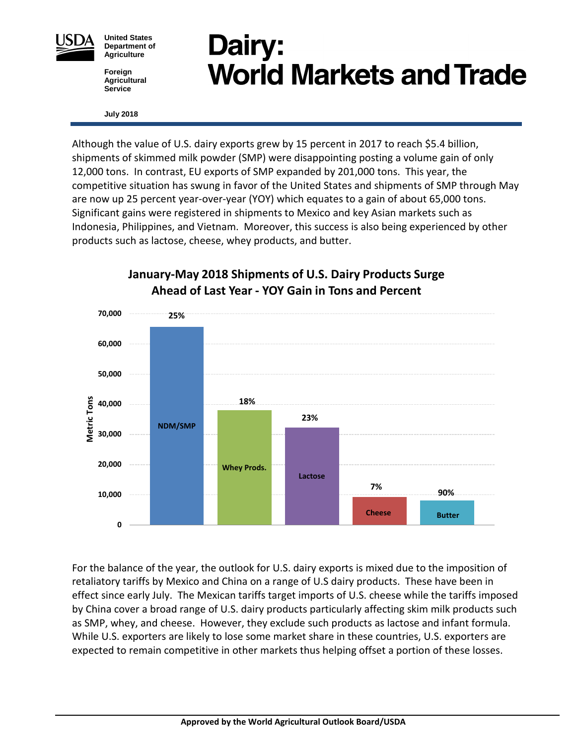United States Department of Agriculture

Foreign Agricultural Service

July 2018

# Dairy: World Markets and Trade

Although the value of U.S. dairy exports grew by 15 percent in 2017 to reach $5.4 billion, shipments of skimmed milk powder (SMP) were disappointing posting a volume gain of only 12,000 tons. In contrast, EU exports of SMP expanded by 201,000 tons. This year, the competitive situation has swung in favor of the United States and shipments of SMP through May are now up 25 percent year-over-year (YOY) which equates to a gain of about 65,000 tons. Significant gains were registered in shipments to Mexico and key Asian markets such as Indonesia, Philippines, and Vietnam. Moreover, this success is also being experienced by other products such as lactose, cheese, whey products, and butter.

**January-May 2018 Shipments of U.S. Dairy Products Surge Ahead of Last Year - YOY Gain in Tons and Percent**

Metric Tons

70,000
60,000
50,000
40,000
30,000
20,000
10,000
0

NDM/SMP 25%
Whey Prods. 18%
Lactose 23%
Cheese 7%
Butter 90%

For the balance of the year, the outlook for U.S. dairy exports is mixed due to the imposition of retaliatory tariffs by Mexico and China on a range of U.S dairy products. These have been in effect since early July. The Mexican tariffs target imports of U.S. cheese while the tariffs imposed by China cover a broad range of U.S. dairy products particularly affecting skim milk products such as SMP, whey, and cheese. However, they exclude such products as lactose and infant formula. While U.S. exporters are likely to lose some market share in these countries, U.S. exporters are expected to remain competitive in other markets thus helping offset a portion of these losses.

**Approved by the World Agricultural Outlook Board/USDA**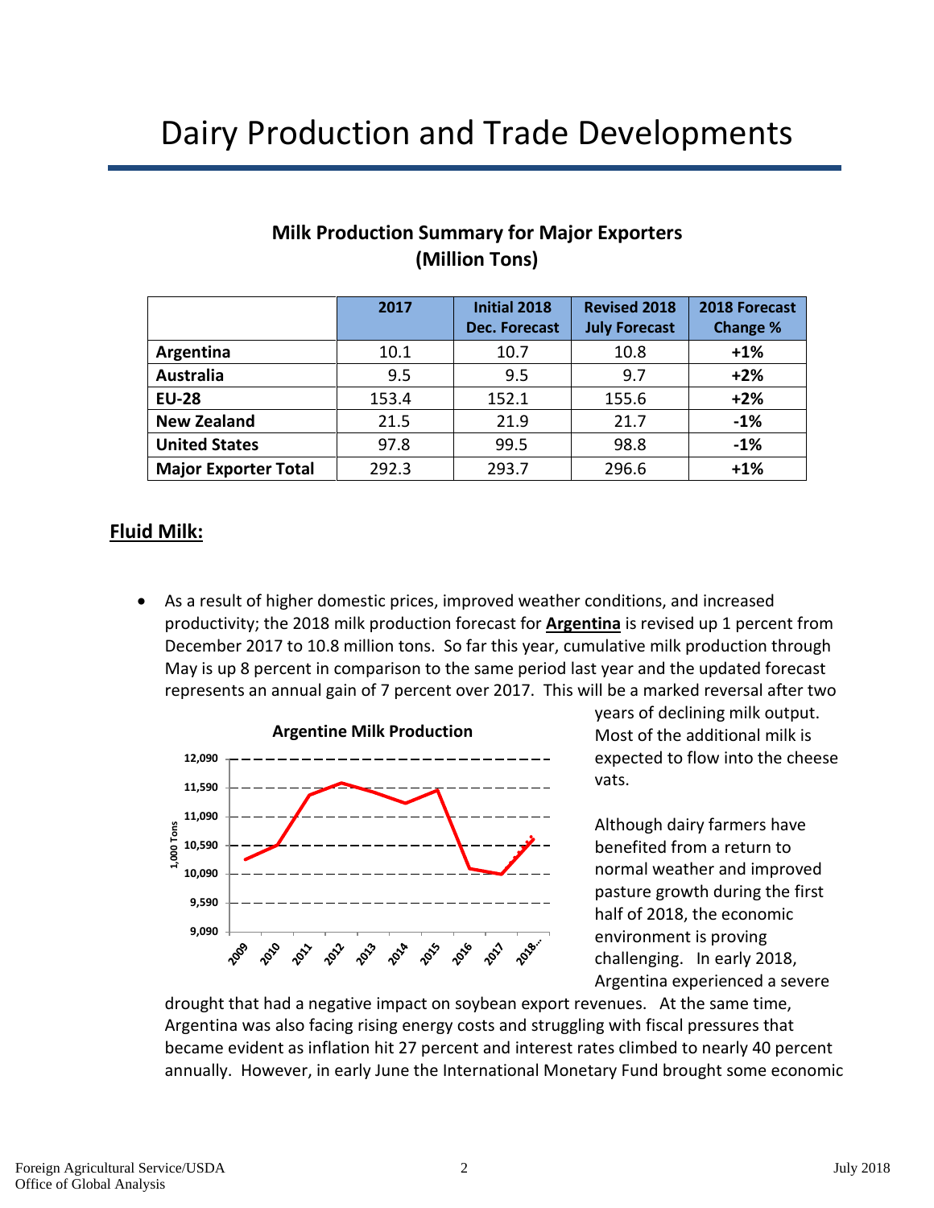# Dairy Production and Trade Developments

## Milk Production Summary for Major Exporters (Million Tons)

| | 2017 | Initial 2018 Dec. Forecast | Revised 2018 July Forecast | 2018 Forecast Change % |
|---|---|---|---|---|
| **Argentina** | 10.1 | 10.7 | 10.8 | **+1%** |
| **Australia** | 9.5 | 9.5 | 9.7 | **+2%** |
| **EU-28** | 153.4 | 152.1 | 155.6 | **+2%** |
| **New Zealand** | 21.5 | 21.9 | 21.7 | **-1%** |
| **United States** | 97.8 | 99.5 | 98.8 | **-1%** |
| **Major Exporter Total** | 292.3 | 293.7 | 296.6 | **+1%** |

## Fluid Milk:

- As a result of higher domestic prices, improved weather conditions, and increased productivity; the 2018 milk production forecast for **Argentina** is revised up 1 percent from December 2017 to 10.8 million tons. So far this year, cumulative milk production through May is up 8 percent in comparison to the same period last year and the updated forecast represents an annual gain of 7 percent over 2017. This will be a marked reversal after two years of declining milk output. Most of the additional milk is expected to flow into the cheese vats.

  **Argentine Milk Production**

  1,000 Tons

  12,090
  11,590
  11,090
  10,590
  10,090
  9,590
  9,090

  2009 2010 2011 2012 2013 2014 2015 2016 2017 2018...

  Although dairy farmers have benefited from a return to normal weather and improved pasture growth during the first half of 2018, the economic environment is proving challenging. In early 2018, Argentina experienced a severe drought that had a negative impact on soybean export revenues. At the same time, Argentina was also facing rising energy costs and struggling with fiscal pressures that became evident as inflation hit 27 percent and interest rates climbed to nearly 40 percent annually. However, in early June the International Monetary Fund brought some economic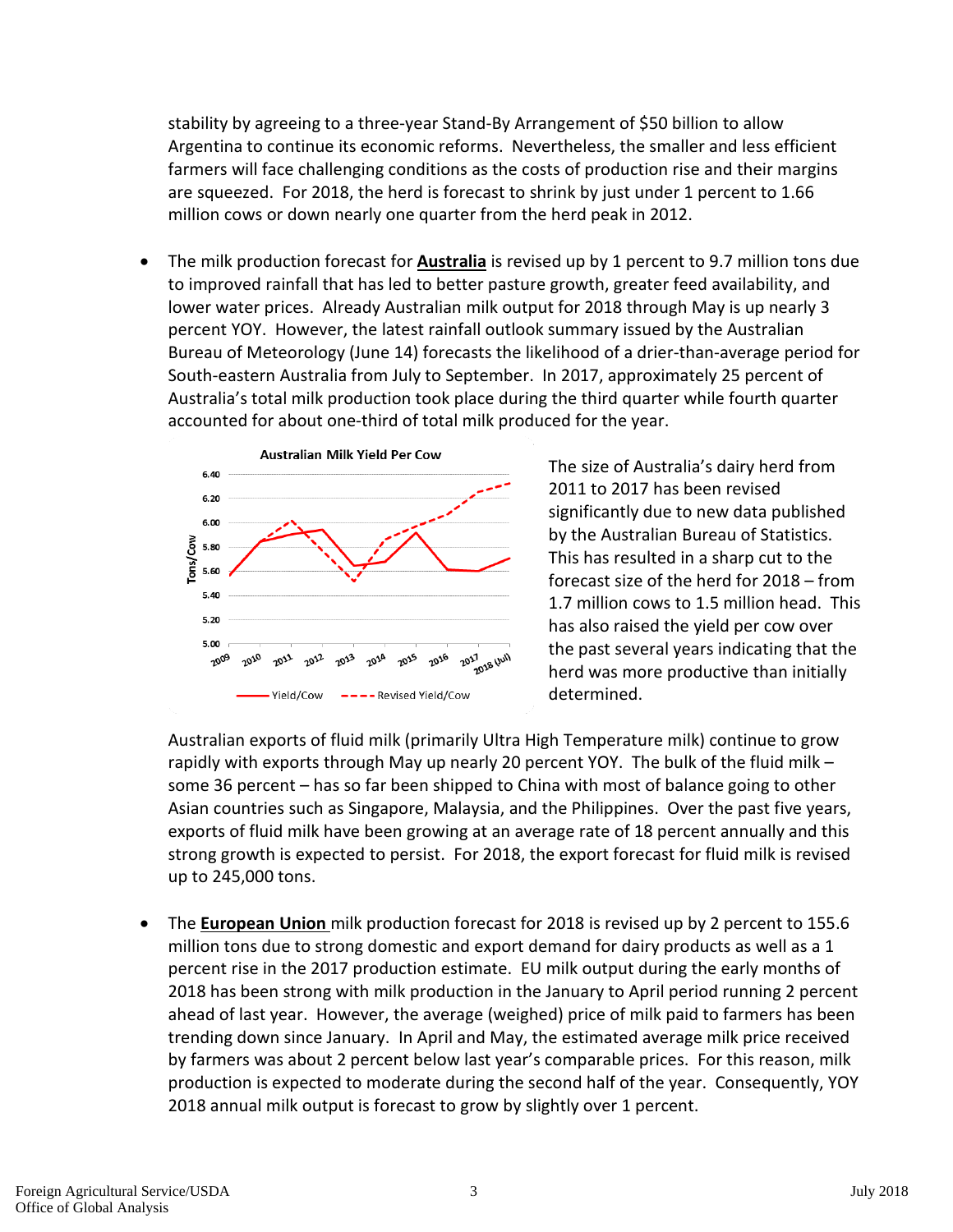stability by agreeing to a three-year Stand-By Arrangement of $50 billion to allow Argentina to continue its economic reforms. Nevertheless, the smaller and less efficient farmers will face challenging conditions as the costs of production rise and their margins are squeezed. For 2018, the herd is forecast to shrink by just under 1 percent to 1.66 million cows or down nearly one quarter from the herd peak in 2012.

- The milk production forecast for **Australia** is revised up by 1 percent to 9.7 million tons due to improved rainfall that has led to better pasture growth, greater feed availability, and lower water prices. Already Australian milk output for 2018 through May is up nearly 3 percent YOY. However, the latest rainfall outlook summary issued by the Australian Bureau of Meteorology (June 14) forecasts the likelihood of a drier-than-average period for South-eastern Australia from July to September. In 2017, approximately 25 percent of Australia's total milk production took place during the third quarter while fourth quarter accounted for about one-third of total milk produced for the year.

Australian Milk Yield Per Cow

Tons/Cow

6.40
6.20
6.00
5.80
5.60
5.40
5.20
5.00

2009 2010 2011 2012 2013 2014 2015 2016 2017 2018 (Jul)

Yield/Cow
Revised Yield/Cow

The size of Australia's dairy herd from 2011 to 2017 has been revised significantly due to new data published by the Australian Bureau of Statistics. This has resulted in a sharp cut to the forecast size of the herd for 2018 – from 1.7 million cows to 1.5 million head. This has also raised the yield per cow over the past several years indicating that the herd was more productive than initially determined.

Australian exports of fluid milk (primarily Ultra High Temperature milk) continue to grow rapidly with exports through May up nearly 20 percent YOY. The bulk of the fluid milk – some 36 percent – has so far been shipped to China with most of balance going to other Asian countries such as Singapore, Malaysia, and the Philippines. Over the past five years, exports of fluid milk have been growing at an average rate of 18 percent annually and this strong growth is expected to persist. For 2018, the export forecast for fluid milk is revised up to 245,000 tons.

- The **European Union** milk production forecast for 2018 is revised up by 2 percent to 155.6 million tons due to strong domestic and export demand for dairy products as well as a 1 percent rise in the 2017 production estimate. EU milk output during the early months of 2018 has been strong with milk production in the January to April period running 2 percent ahead of last year. However, the average (weighed) price of milk paid to farmers has been trending down since January. In April and May, the estimated average milk price received by farmers was about 2 percent below last year's comparable prices. For this reason, milk production is expected to moderate during the second half of the year. Consequently, YOY 2018 annual milk output is forecast to grow by slightly over 1 percent.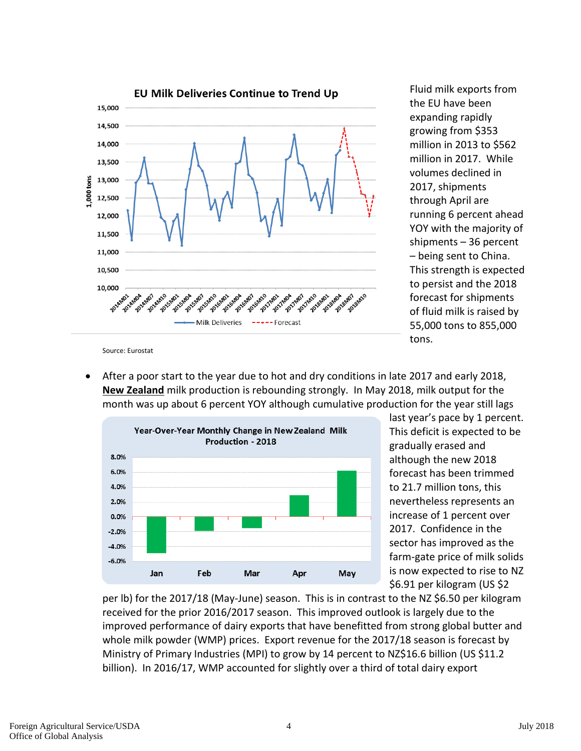EU Milk Deliveries Continue to Trend Up

1,000 tons

15,000
14,500
14,000
13,500
13,000
12,500
12,000
11,500
11,000
10,500
10,000

2014M01 2014M04 2014M07 2014M10 2015M01 2015M04 2015M07 2015M10 2016M01 2016M04 2016M07 2016M10 2017M01 2017M04 2017M07 2017M10 2018M01 2018M04 2018M07 2018M10

Milk Deliveries
Forecast

Source: Eurostat

Fluid milk exports from the EU have been expanding rapidly growing from $353 million in 2013 to $562 million in 2017. While volumes declined in 2017, shipments through April are running 6 percent ahead YOY with the majority of shipments – 36 percent – being sent to China. This strength is expected to persist and the 2018 forecast for shipments of fluid milk is raised by 55,000 tons to 855,000 tons.

- After a poor start to the year due to hot and dry conditions in late 2017 and early 2018, **New Zealand** milk production is rebounding strongly. In May 2018, milk output for the month was up about 6 percent YOY although cumulative production for the year still lags last year's pace by 1 percent. This deficit is expected to be gradually erased and although the new 2018 forecast has been trimmed to 21.7 million tons, this nevertheless represents an increase of 1 percent over 2017. Confidence in the sector has improved as the farm-gate price of milk solids is now expected to rise to NZ $6.91 per kilogram (US $2 per lb) for the 2017/18 (May-June) season. This is in contrast to the NZ $6.50 per kilogram received for the prior 2016/2017 season. This improved outlook is largely due to the improved performance of dairy exports that have benefitted from strong global butter and whole milk powder (WMP) prices. Export revenue for the 2017/18 season is forecast by Ministry of Primary Industries (MPI) to grow by 14 percent to NZ$16.6 billion (US $11.2 billion). In 2016/17, WMP accounted for slightly over a third of total dairy export

Year-Over-Year Monthly Change in New Zealand Milk Production - 2018

8.0%
6.0%
4.0%
2.0%
0.0%
-2.0%
-4.0%
-6.0%

Jan Feb Mar Apr May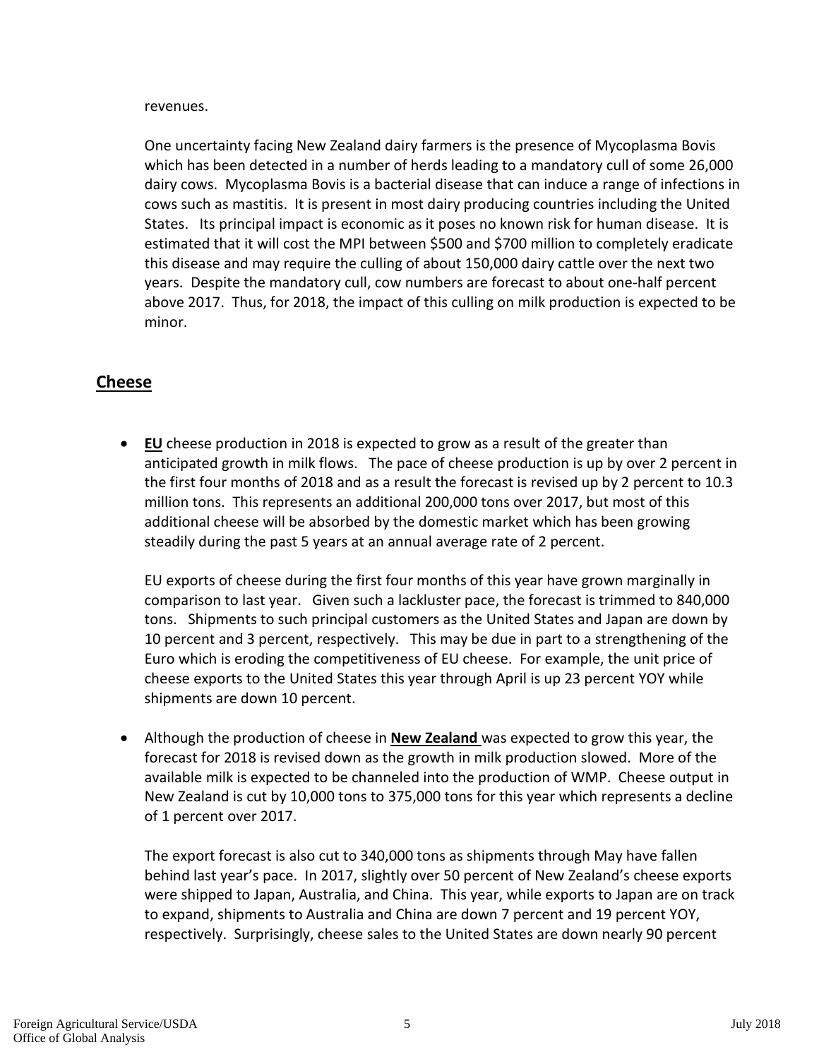revenues.

One uncertainty facing New Zealand dairy farmers is the presence of Mycoplasma Bovis which has been detected in a number of herds leading to a mandatory cull of some 26,000 dairy cows. Mycoplasma Bovis is a bacterial disease that can induce a range of infections in cows such as mastitis. It is present in most dairy producing countries including the United States. Its principal impact is economic as it poses no known risk for human disease. It is estimated that it will cost the MPI between $500 and $700 million to completely eradicate this disease and may require the culling of about 150,000 dairy cattle over the next two years. Despite the mandatory cull, cow numbers are forecast to about one-half percent above 2017. Thus, for 2018, the impact of this culling on milk production is expected to be minor.

## Cheese

- **EU** cheese production in 2018 is expected to grow as a result of the greater than anticipated growth in milk flows. The pace of cheese production is up by over 2 percent in the first four months of 2018 and as a result the forecast is revised up by 2 percent to 10.3 million tons. This represents an additional 200,000 tons over 2017, but most of this additional cheese will be absorbed by the domestic market which has been growing steadily during the past 5 years at an annual average rate of 2 percent.

  EU exports of cheese during the first four months of this year have grown marginally in comparison to last year. Given such a lackluster pace, the forecast is trimmed to 840,000 tons. Shipments to such principal customers as the United States and Japan are down by 10 percent and 3 percent, respectively. This may be due in part to a strengthening of the Euro which is eroding the competitiveness of EU cheese. For example, the unit price of cheese exports to the United States this year through April is up 23 percent YOY while shipments are down 10 percent.

- Although the production of cheese in **New Zealand** was expected to grow this year, the forecast for 2018 is revised down as the growth in milk production slowed. More of the available milk is expected to be channeled into the production of WMP. Cheese output in New Zealand is cut by 10,000 tons to 375,000 tons for this year which represents a decline of 1 percent over 2017.

  The export forecast is also cut to 340,000 tons as shipments through May have fallen behind last year's pace. In 2017, slightly over 50 percent of New Zealand's cheese exports were shipped to Japan, Australia, and China. This year, while exports to Japan are on track to expand, shipments to Australia and China are down 7 percent and 19 percent YOY, respectively. Surprisingly, cheese sales to the United States are down nearly 90 percent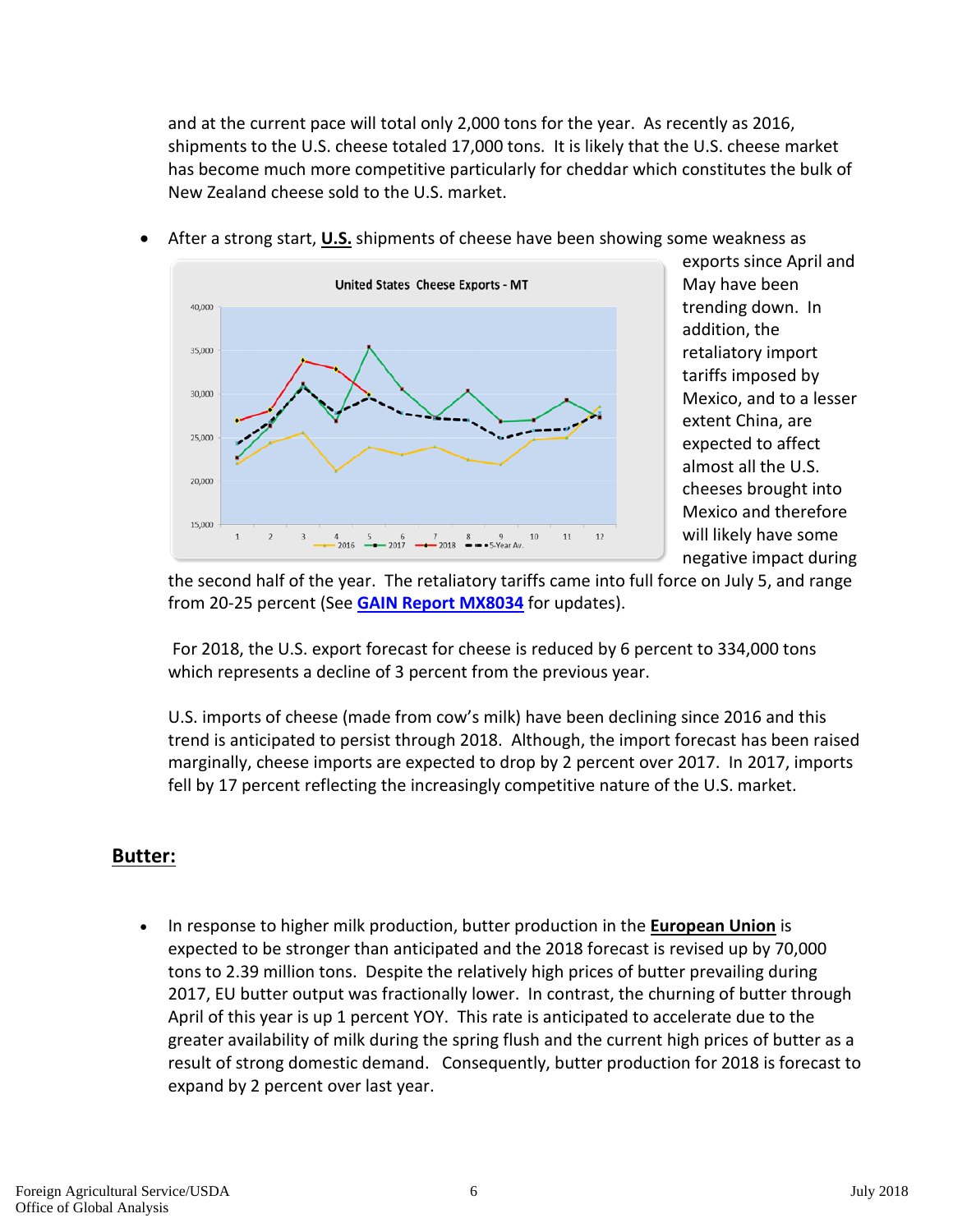and at the current pace will total only 2,000 tons for the year. As recently as 2016, shipments to the U.S. cheese totaled 17,000 tons. It is likely that the U.S. cheese market has become much more competitive particularly for cheddar which constitutes the bulk of New Zealand cheese sold to the U.S. market.

- After a strong start, **U.S.** shipments of cheese have been showing some weakness as exports since April and May have been trending down. In addition, the retaliatory import tariffs imposed by Mexico, and to a lesser extent China, are expected to affect almost all the U.S. cheeses brought into Mexico and therefore will likely have some negative impact during the second half of the year. The retaliatory tariffs came into full force on July 5, and range from 20-25 percent (See **GAIN Report MX8034** for updates).

United States Cheese Exports - MT

40,000
35,000
30,000
25,000
20,000
15,000

1 2 3 4 5 6 7 8 9 10 11 12

2016 2017 2018 5-Year Av.

For 2018, the U.S. export forecast for cheese is reduced by 6 percent to 334,000 tons which represents a decline of 3 percent from the previous year.

U.S. imports of cheese (made from cow's milk) have been declining since 2016 and this trend is anticipated to persist through 2018. Although, the import forecast has been raised marginally, cheese imports are expected to drop by 2 percent over 2017. In 2017, imports fell by 17 percent reflecting the increasingly competitive nature of the U.S. market.

## Butter:

- In response to higher milk production, butter production in the **European Union** is expected to be stronger than anticipated and the 2018 forecast is revised up by 70,000 tons to 2.39 million tons. Despite the relatively high prices of butter prevailing during 2017, EU butter output was fractionally lower. In contrast, the churning of butter through April of this year is up 1 percent YOY. This rate is anticipated to accelerate due to the greater availability of milk during the spring flush and the current high prices of butter as a result of strong domestic demand. Consequently, butter production for 2018 is forecast to expand by 2 percent over last year.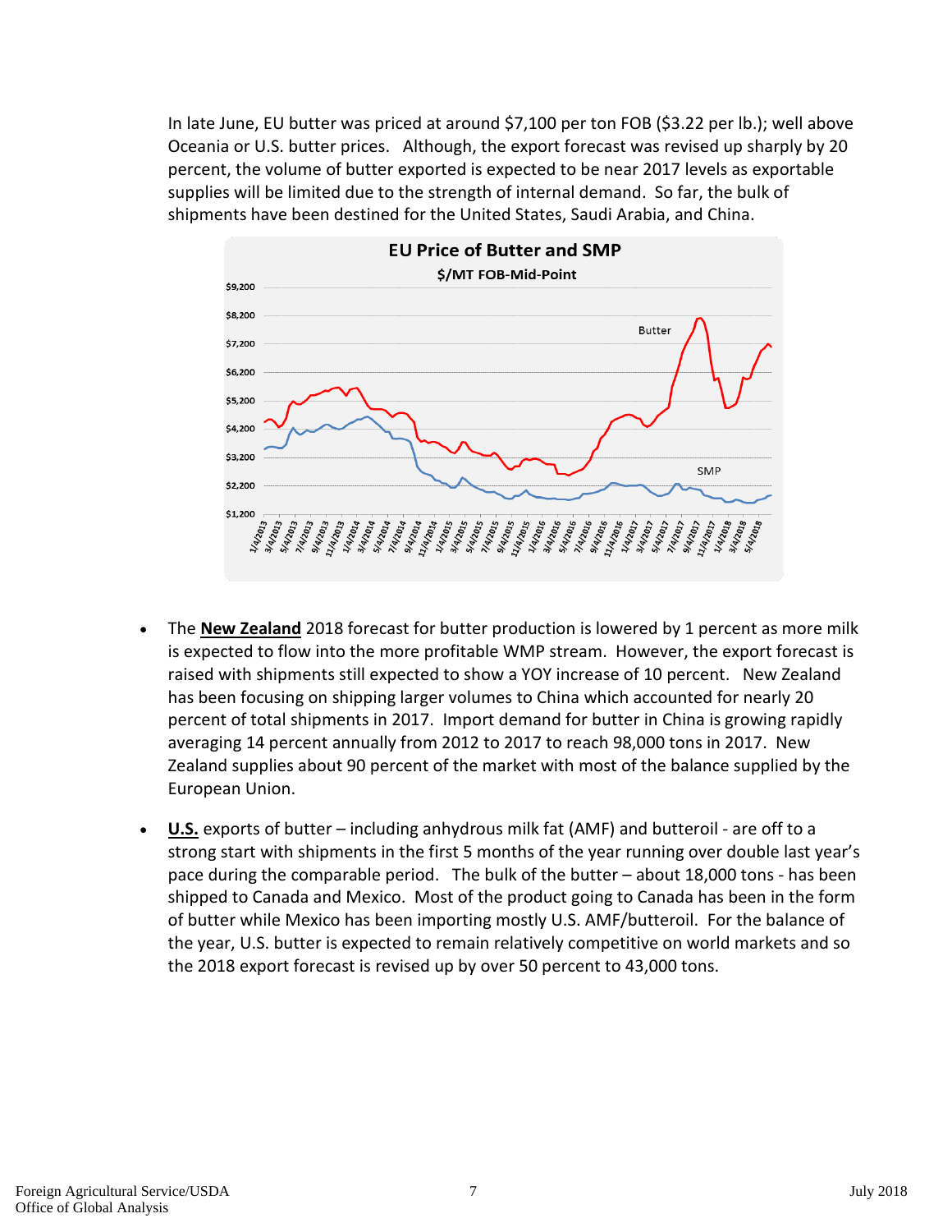In late June, EU butter was priced at around $7,100 per ton FOB ($3.22 per lb.); well above Oceania or U.S. butter prices. Although, the export forecast was revised up sharply by 20 percent, the volume of butter exported is expected to be near 2017 levels as exportable supplies will be limited due to the strength of internal demand. So far, the bulk of shipments have been destined for the United States, Saudi Arabia, and China.

**EU Price of Butter and SMP**

**$/MT FOB-Mid-Point**

$9,200
$8,200
$7,200
$6,200
$5,200
$4,200
$3,200
$2,200
$1,200

Butter

SMP

1/4/2013, 3/4/2013, 5/4/2013, 7/4/2013, 9/4/2013, 11/4/2013, 1/4/2014, 3/4/2014, 5/4/2014, 7/4/2014, 9/4/2014, 11/4/2014, 1/4/2015, 3/4/2015, 5/4/2015, 7/4/2015, 9/4/2015, 11/4/2015, 1/4/2016, 3/4/2016, 5/4/2016, 7/4/2016, 9/4/2016, 11/4/2016, 1/4/2017, 3/4/2017, 5/4/2017, 7/4/2017, 9/4/2017, 11/4/2017, 1/4/2018, 3/4/2018, 5/4/2018

- The **New Zealand** 2018 forecast for butter production is lowered by 1 percent as more milk is expected to flow into the more profitable WMP stream. However, the export forecast is raised with shipments still expected to show a YOY increase of 10 percent. New Zealand has been focusing on shipping larger volumes to China which accounted for nearly 20 percent of total shipments in 2017. Import demand for butter in China is growing rapidly averaging 14 percent annually from 2012 to 2017 to reach 98,000 tons in 2017. New Zealand supplies about 90 percent of the market with most of the balance supplied by the European Union.

- **U.S.** exports of butter – including anhydrous milk fat (AMF) and butteroil - are off to a strong start with shipments in the first 5 months of the year running over double last year's pace during the comparable period. The bulk of the butter – about 18,000 tons - has been shipped to Canada and Mexico. Most of the product going to Canada has been in the form of butter while Mexico has been importing mostly U.S. AMF/butteroil. For the balance of the year, U.S. butter is expected to remain relatively competitive on world markets and so the 2018 export forecast is revised up by over 50 percent to 43,000 tons.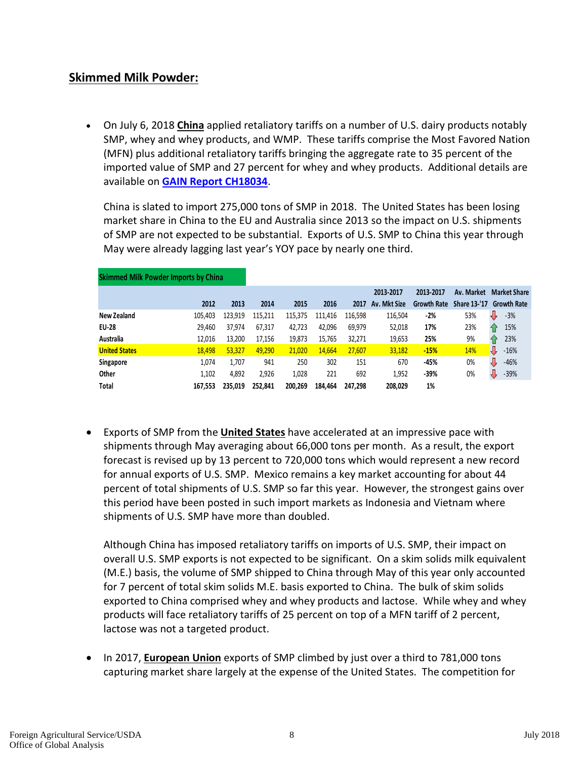## Skimmed Milk Powder:

- On July 6, 2018 **China** applied retaliatory tariffs on a number of U.S. dairy products notably SMP, whey and whey products, and WMP. These tariffs comprise the Most Favored Nation (MFN) plus additional retaliatory tariffs bringing the aggregate rate to 35 percent of the imported value of SMP and 27 percent for whey and whey products. Additional details are available on **GAIN Report CH18034**.

  China is slated to import 275,000 tons of SMP in 2018. The United States has been losing market share in China to the EU and Australia since 2013 so the impact on U.S. shipments of SMP are not expected to be substantial. Exports of U.S. SMP to China this year through May were already lagging last year's YOY pace by nearly one third.

**Skimmed Milk Powder Imports by China**

| | 2012 | 2013 | 2014 | 2015 | 2016 | 2017 | 2013-2017 Av. Mkt Size | 2013-2017 Growth Rate | Av. Market Share 13-'17 | Market Share Growth Rate |
|---|---|---|---|---|---|---|---|---|---|---|
| New Zealand | 105,403 | 123,919 | 115,211 | 115,375 | 111,416 | 116,598 | 116,504 | -2% | 53% | ⇩ -3% |
| EU-28 | 29,460 | 37,974 | 67,317 | 42,723 | 42,096 | 69,979 | 52,018 | 17% | 23% | ⇧ 15% |
| Australia | 12,016 | 13,200 | 17,156 | 19,873 | 15,765 | 32,271 | 19,653 | 25% | 9% | ⇧ 23% |
| United States | 18,498 | 53,327 | 49,290 | 21,020 | 14,664 | 27,607 | 33,182 | -15% | 14% | ⇩ -16% |
| Singapore | 1,074 | 1,707 | 941 | 250 | 302 | 151 | 670 | -45% | 0% | ⇩ -46% |
| Other | 1,102 | 4,892 | 2,926 | 1,028 | 221 | 692 | 1,952 | -39% | 0% | ⇩ -39% |
| **Total** | **167,553** | **235,019** | **252,841** | **200,269** | **184,464** | **247,298** | **208,029** | **1%** | | |

- Exports of SMP from the **United States** have accelerated at an impressive pace with shipments through May averaging about 66,000 tons per month. As a result, the export forecast is revised up by 13 percent to 720,000 tons which would represent a new record for annual exports of U.S. SMP. Mexico remains a key market accounting for about 44 percent of total shipments of U.S. SMP so far this year. However, the strongest gains over this period have been posted in such import markets as Indonesia and Vietnam where shipments of U.S. SMP have more than doubled.

  Although China has imposed retaliatory tariffs on imports of U.S. SMP, their impact on overall U.S. SMP exports is not expected to be significant. On a skim solids milk equivalent (M.E.) basis, the volume of SMP shipped to China through May of this year only accounted for 7 percent of total skim solids M.E. basis exported to China. The bulk of skim solids exported to China comprised whey and whey products and lactose. While whey and whey products will face retaliatory tariffs of 25 percent on top of a MFN tariff of 2 percent, lactose was not a targeted product.

- In 2017, **European Union** exports of SMP climbed by just over a third to 781,000 tons capturing market share largely at the expense of the United States. The competition for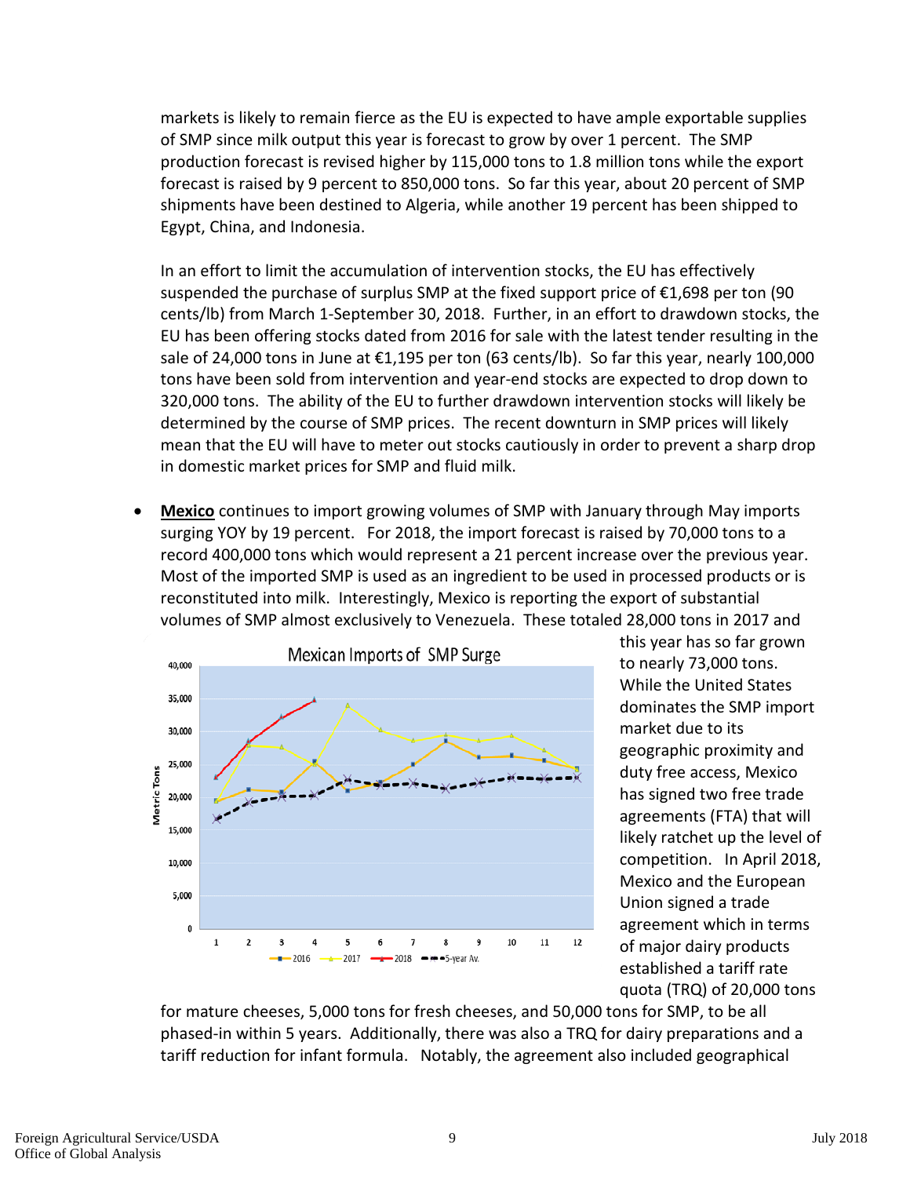markets is likely to remain fierce as the EU is expected to have ample exportable supplies of SMP since milk output this year is forecast to grow by over 1 percent. The SMP production forecast is revised higher by 115,000 tons to 1.8 million tons while the export forecast is raised by 9 percent to 850,000 tons. So far this year, about 20 percent of SMP shipments have been destined to Algeria, while another 19 percent has been shipped to Egypt, China, and Indonesia.

In an effort to limit the accumulation of intervention stocks, the EU has effectively suspended the purchase of surplus SMP at the fixed support price of €1,698 per ton (90 cents/lb) from March 1-September 30, 2018. Further, in an effort to drawdown stocks, the EU has been offering stocks dated from 2016 for sale with the latest tender resulting in the sale of 24,000 tons in June at €1,195 per ton (63 cents/lb). So far this year, nearly 100,000 tons have been sold from intervention and year-end stocks are expected to drop down to 320,000 tons. The ability of the EU to further drawdown intervention stocks will likely be determined by the course of SMP prices. The recent downturn in SMP prices will likely mean that the EU will have to meter out stocks cautiously in order to prevent a sharp drop in domestic market prices for SMP and fluid milk.

- **Mexico** continues to import growing volumes of SMP with January through May imports surging YOY by 19 percent. For 2018, the import forecast is raised by 70,000 tons to a record 400,000 tons which would represent a 21 percent increase over the previous year. Most of the imported SMP is used as an ingredient to be used in processed products or is reconstituted into milk. Interestingly, Mexico is reporting the export of substantial volumes of SMP almost exclusively to Venezuela. These totaled 28,000 tons in 2017 and this year has so far grown to nearly 73,000 tons. While the United States dominates the SMP import market due to its geographic proximity and duty free access, Mexico has signed two free trade agreements (FTA) that will likely ratchet up the level of competition. In April 2018, Mexico and the European Union signed a trade agreement which in terms of major dairy products established a tariff rate quota (TRQ) of 20,000 tons for mature cheeses, 5,000 tons for fresh cheeses, and 50,000 tons for SMP, to be all phased-in within 5 years. Additionally, there was also a TRQ for dairy preparations and a tariff reduction for infant formula. Notably, the agreement also included geographical

Mexican Imports of SMP Surge

Metric Tons

40,000
35,000
30,000
25,000
20,000
15,000
10,000
5,000
0

1 2 3 4 5 6 7 8 9 10 11 12

2016 2017 2018 5-year Av.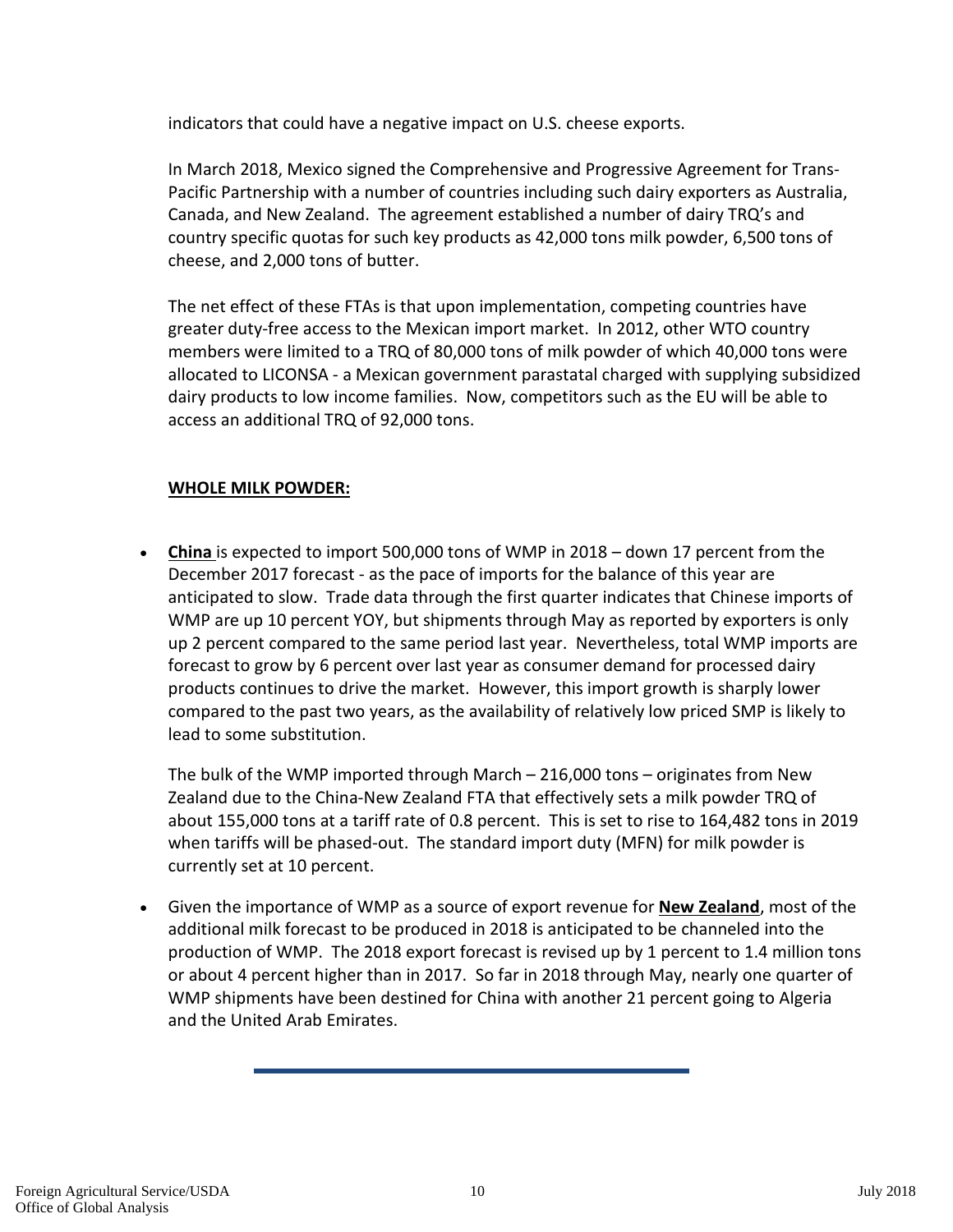indicators that could have a negative impact on U.S. cheese exports.

In March 2018, Mexico signed the Comprehensive and Progressive Agreement for Trans-Pacific Partnership with a number of countries including such dairy exporters as Australia, Canada, and New Zealand. The agreement established a number of dairy TRQ's and country specific quotas for such key products as 42,000 tons milk powder, 6,500 tons of cheese, and 2,000 tons of butter.

The net effect of these FTAs is that upon implementation, competing countries have greater duty-free access to the Mexican import market. In 2012, other WTO country members were limited to a TRQ of 80,000 tons of milk powder of which 40,000 tons were allocated to LICONSA - a Mexican government parastatal charged with supplying subsidized dairy products to low income families. Now, competitors such as the EU will be able to access an additional TRQ of 92,000 tons.

**WHOLE MILK POWDER:**

- **China** is expected to import 500,000 tons of WMP in 2018 – down 17 percent from the December 2017 forecast - as the pace of imports for the balance of this year are anticipated to slow. Trade data through the first quarter indicates that Chinese imports of WMP are up 10 percent YOY, but shipments through May as reported by exporters is only up 2 percent compared to the same period last year. Nevertheless, total WMP imports are forecast to grow by 6 percent over last year as consumer demand for processed dairy products continues to drive the market. However, this import growth is sharply lower compared to the past two years, as the availability of relatively low priced SMP is likely to lead to some substitution.

  The bulk of the WMP imported through March – 216,000 tons – originates from New Zealand due to the China-New Zealand FTA that effectively sets a milk powder TRQ of about 155,000 tons at a tariff rate of 0.8 percent. This is set to rise to 164,482 tons in 2019 when tariffs will be phased-out. The standard import duty (MFN) for milk powder is currently set at 10 percent.

- Given the importance of WMP as a source of export revenue for **New Zealand**, most of the additional milk forecast to be produced in 2018 is anticipated to be channeled into the production of WMP. The 2018 export forecast is revised up by 1 percent to 1.4 million tons or about 4 percent higher than in 2017. So far in 2018 through May, nearly one quarter of WMP shipments have been destined for China with another 21 percent going to Algeria and the United Arab Emirates.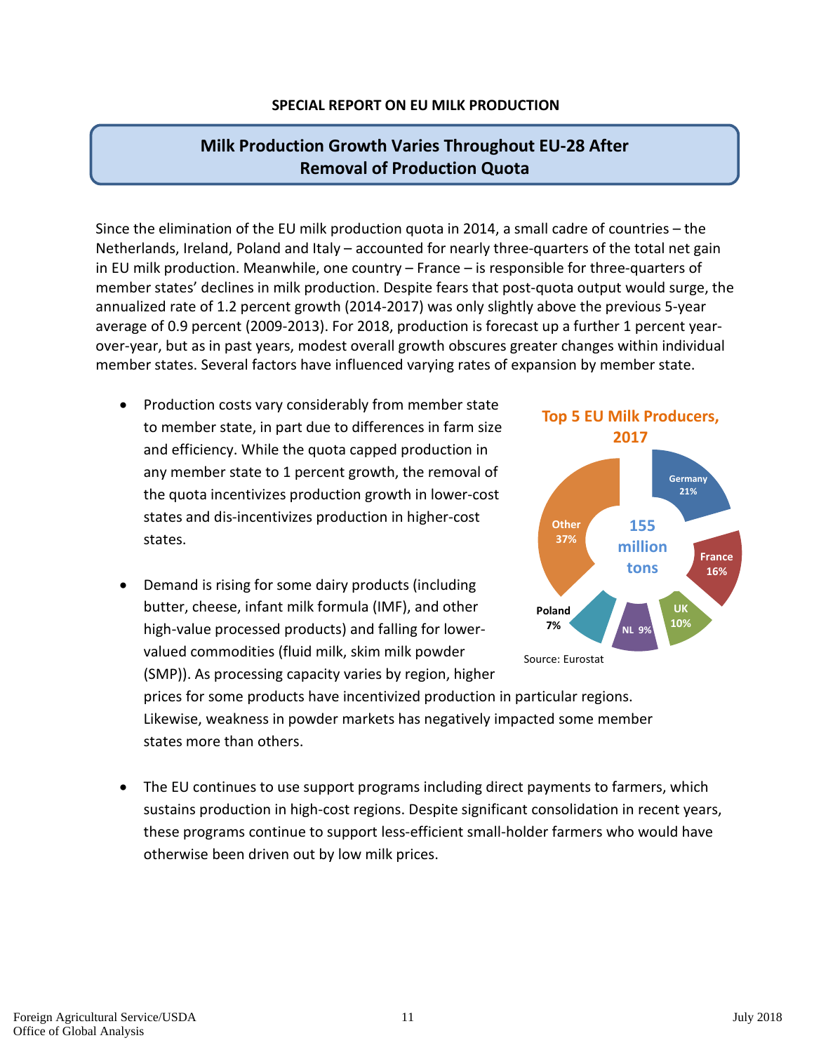**SPECIAL REPORT ON EU MILK PRODUCTION**

## Milk Production Growth Varies Throughout EU-28 After Removal of Production Quota

Since the elimination of the EU milk production quota in 2014, a small cadre of countries – the Netherlands, Ireland, Poland and Italy – accounted for nearly three-quarters of the total net gain in EU milk production. Meanwhile, one country – France – is responsible for three-quarters of member states' declines in milk production. Despite fears that post-quota output would surge, the annualized rate of 1.2 percent growth (2014-2017) was only slightly above the previous 5-year average of 0.9 percent (2009-2013). For 2018, production is forecast up a further 1 percent year-over-year, but as in past years, modest overall growth obscures greater changes within individual member states. Several factors have influenced varying rates of expansion by member state.

- Production costs vary considerably from member state to member state, in part due to differences in farm size and efficiency. While the quota capped production in any member state to 1 percent growth, the removal of the quota incentivizes production growth in lower-cost states and dis-incentivizes production in higher-cost states.

- Demand is rising for some dairy products (including butter, cheese, infant milk formula (IMF), and other high-value processed products) and falling for lower-valued commodities (fluid milk, skim milk powder (SMP)). As processing capacity varies by region, higher prices for some products have incentivized production in particular regions. Likewise, weakness in powder markets has negatively impacted some member states more than others.

- The EU continues to use support programs including direct payments to farmers, which sustains production in high-cost regions. Despite significant consolidation in recent years, these programs continue to support less-efficient small-holder farmers who would have otherwise been driven out by low milk prices.

**Top 5 EU Milk Producers, 2017**

155 million tons

Germany 21%

France 16%

UK 10%

NL 9%

Poland 7%

Other 37%

Source: Eurostat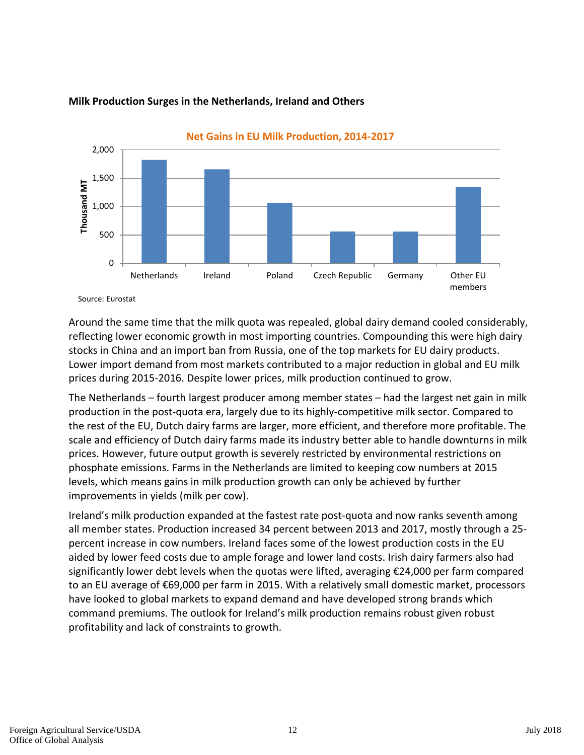**Milk Production Surges in the Netherlands, Ireland and Others**

Net Gains in EU Milk Production, 2014-2017

Source: Eurostat

Around the same time that the milk quota was repealed, global dairy demand cooled considerably, reflecting lower economic growth in most importing countries. Compounding this were high dairy stocks in China and an import ban from Russia, one of the top markets for EU dairy products. Lower import demand from most markets contributed to a major reduction in global and EU milk prices during 2015-2016. Despite lower prices, milk production continued to grow.

The Netherlands – fourth largest producer among member states – had the largest net gain in milk production in the post-quota era, largely due to its highly-competitive milk sector. Compared to the rest of the EU, Dutch dairy farms are larger, more efficient, and therefore more profitable. The scale and efficiency of Dutch dairy farms made its industry better able to handle downturns in milk prices. However, future output growth is severely restricted by environmental restrictions on phosphate emissions. Farms in the Netherlands are limited to keeping cow numbers at 2015 levels, which means gains in milk production growth can only be achieved by further improvements in yields (milk per cow).

Ireland's milk production expanded at the fastest rate post-quota and now ranks seventh among all member states. Production increased 34 percent between 2013 and 2017, mostly through a 25-percent increase in cow numbers. Ireland faces some of the lowest production costs in the EU aided by lower feed costs due to ample forage and lower land costs. Irish dairy farmers also had significantly lower debt levels when the quotas were lifted, averaging €24,000 per farm compared to an EU average of €69,000 per farm in 2015. With a relatively small domestic market, processors have looked to global markets to expand demand and have developed strong brands which command premiums. The outlook for Ireland's milk production remains robust given robust profitability and lack of constraints to growth.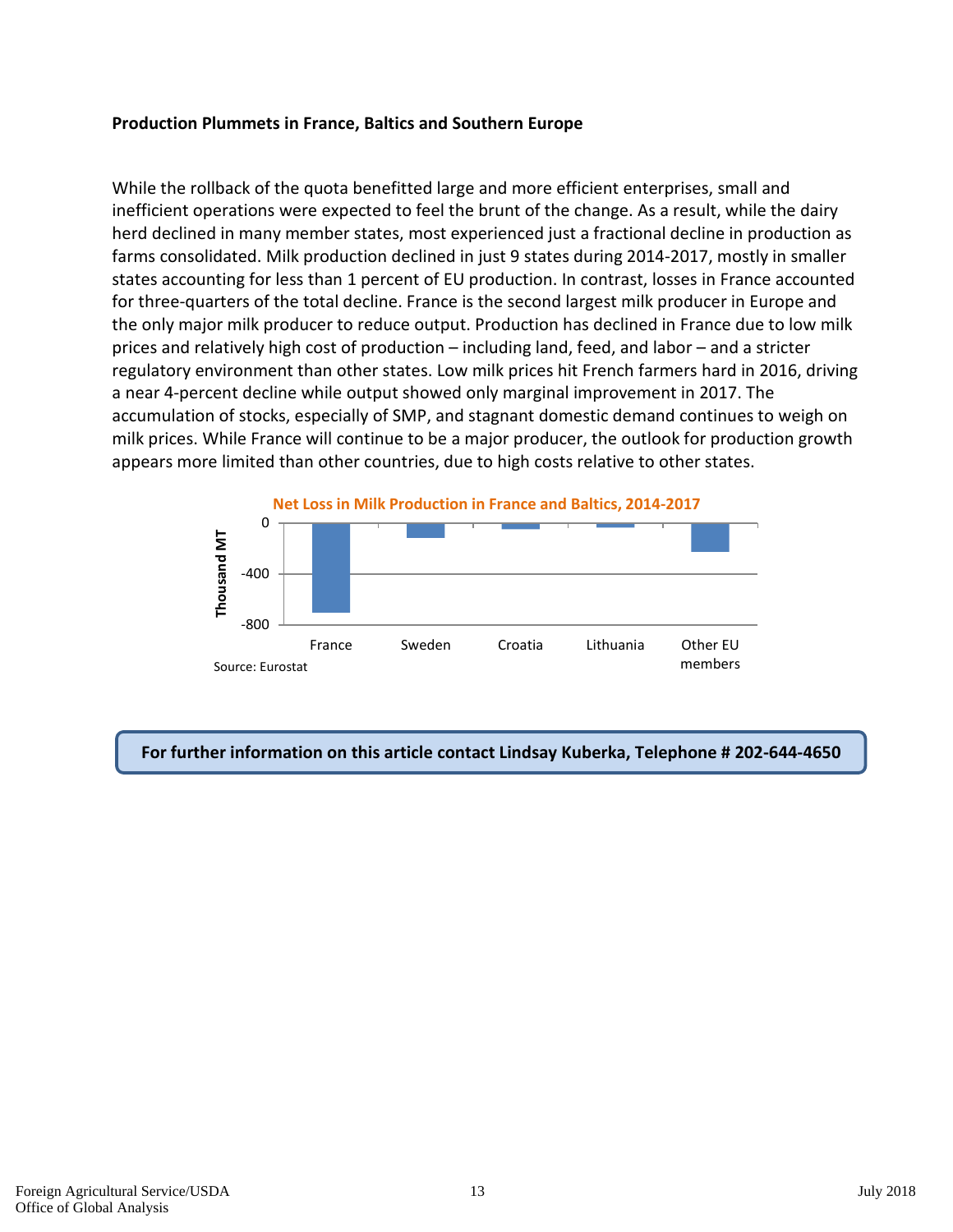**Production Plummets in France, Baltics and Southern Europe**

While the rollback of the quota benefitted large and more efficient enterprises, small and inefficient operations were expected to feel the brunt of the change. As a result, while the dairy herd declined in many member states, most experienced just a fractional decline in production as farms consolidated. Milk production declined in just 9 states during 2014-2017, mostly in smaller states accounting for less than 1 percent of EU production. In contrast, losses in France accounted for three-quarters of the total decline. France is the second largest milk producer in Europe and the only major milk producer to reduce output. Production has declined in France due to low milk prices and relatively high cost of production – including land, feed, and labor – and a stricter regulatory environment than other states. Low milk prices hit French farmers hard in 2016, driving a near 4-percent decline while output showed only marginal improvement in 2017. The accumulation of stocks, especially of SMP, and stagnant domestic demand continues to weigh on milk prices. While France will continue to be a major producer, the outlook for production growth appears more limited than other countries, due to high costs relative to other states.

Net Loss in Milk Production in France and Baltics, 2014-2017

Thousand MT

0

-400

-800

France

Sweden

Croatia

Lithuania

Other EU members

Source: Eurostat

**For further information on this article contact Lindsay Kuberka, Telephone # 202-644-4650**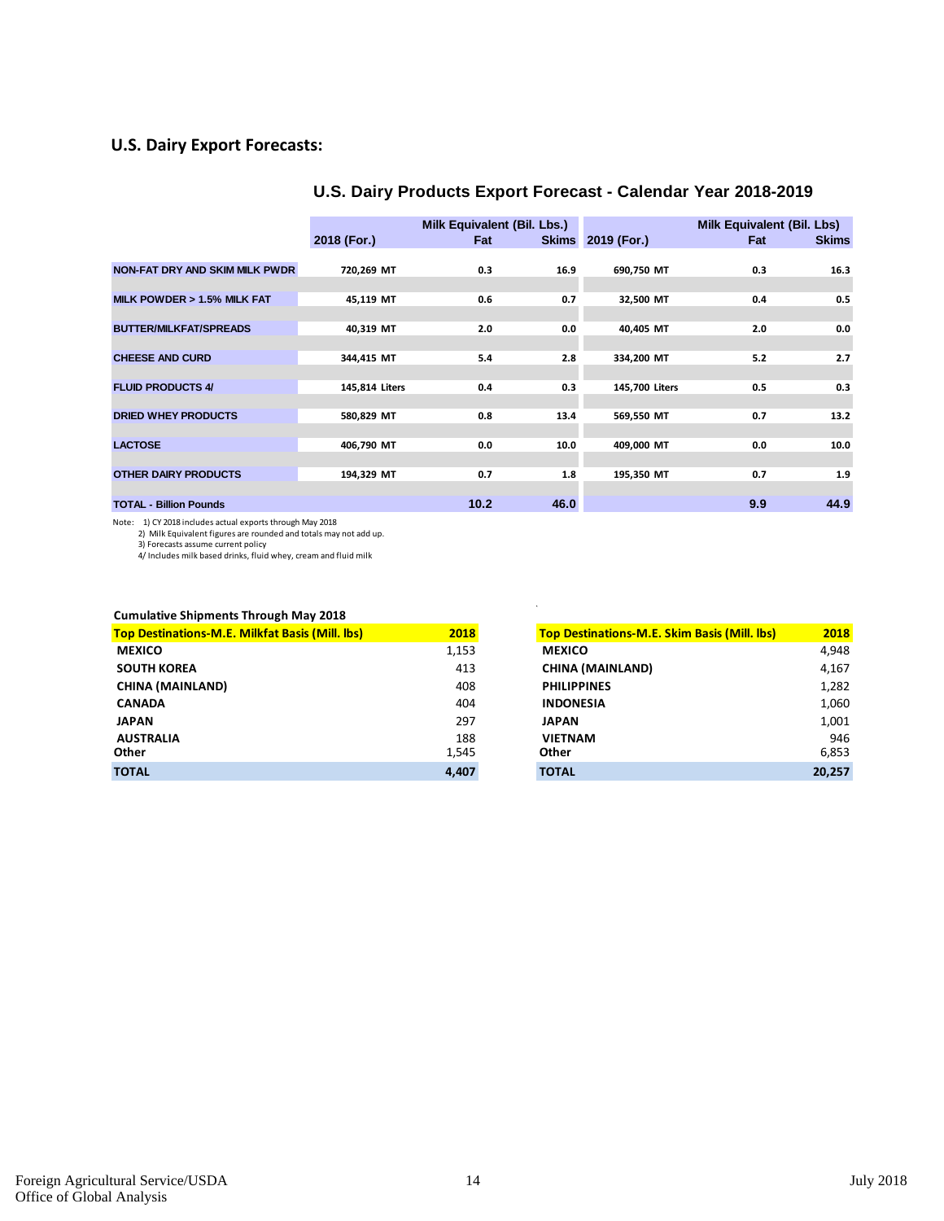## U.S. Dairy Export Forecasts:

### U.S. Dairy Products Export Forecast - Calendar Year 2018-2019

| | 2018 (For.) | Milk Equivalent (Bil. Lbs.) Fat | Skims | 2019 (For.) | Milk Equivalent (Bil. Lbs) Fat | Skims |
|---|---|---|---|---|---|---|
| NON-FAT DRY AND SKIM MILK PWDR | 720,269 MT | 0.3 | 16.9 | 690,750 MT | 0.3 | 16.3 |
| MILK POWDER > 1.5% MILK FAT | 45,119 MT | 0.6 | 0.7 | 32,500 MT | 0.4 | 0.5 |
| BUTTER/MILKFAT/SPREADS | 40,319 MT | 2.0 | 0.0 | 40,405 MT | 2.0 | 0.0 |
| CHEESE AND CURD | 344,415 MT | 5.4 | 2.8 | 334,200 MT | 5.2 | 2.7 |
| FLUID PRODUCTS 4/ | 145,814 Liters | 0.4 | 0.3 | 145,700 Liters | 0.5 | 0.3 |
| DRIED WHEY PRODUCTS | 580,829 MT | 0.8 | 13.4 | 569,550 MT | 0.7 | 13.2 |
| LACTOSE | 406,790 MT | 0.0 | 10.0 | 409,000 MT | 0.0 | 10.0 |
| OTHER DAIRY PRODUCTS | 194,329 MT | 0.7 | 1.8 | 195,350 MT | 0.7 | 1.9 |
| TOTAL - Billion Pounds | | 10.2 | 46.0 | | 9.9 | 44.9 |

Note: 1) CY 2018 includes actual exports through May 2018
2) Milk Equivalent figures are rounded and totals may not add up.
3) Forecasts assume current policy
4/ Includes milk based drinks, fluid whey, cream and fluid milk

**Cumulative Shipments Through May 2018**

| Top Destinations-M.E. Milkfat Basis (Mill. lbs) | 2018 |
|---|---|
| MEXICO | 1,153 |
| SOUTH KOREA | 413 |
| CHINA (MAINLAND) | 408 |
| CANADA | 404 |
| JAPAN | 297 |
| AUSTRALIA | 188 |
| Other | 1,545 |
| TOTAL | 4,407 |

| Top Destinations-M.E. Skim Basis (Mill. lbs) | 2018 |
|---|---|
| MEXICO | 4,948 |
| CHINA (MAINLAND) | 4,167 |
| PHILIPPINES | 1,282 |
| INDONESIA | 1,060 |
| JAPAN | 1,001 |
| VIETNAM | 946 |
| Other | 6,853 |
| TOTAL | 20,257 |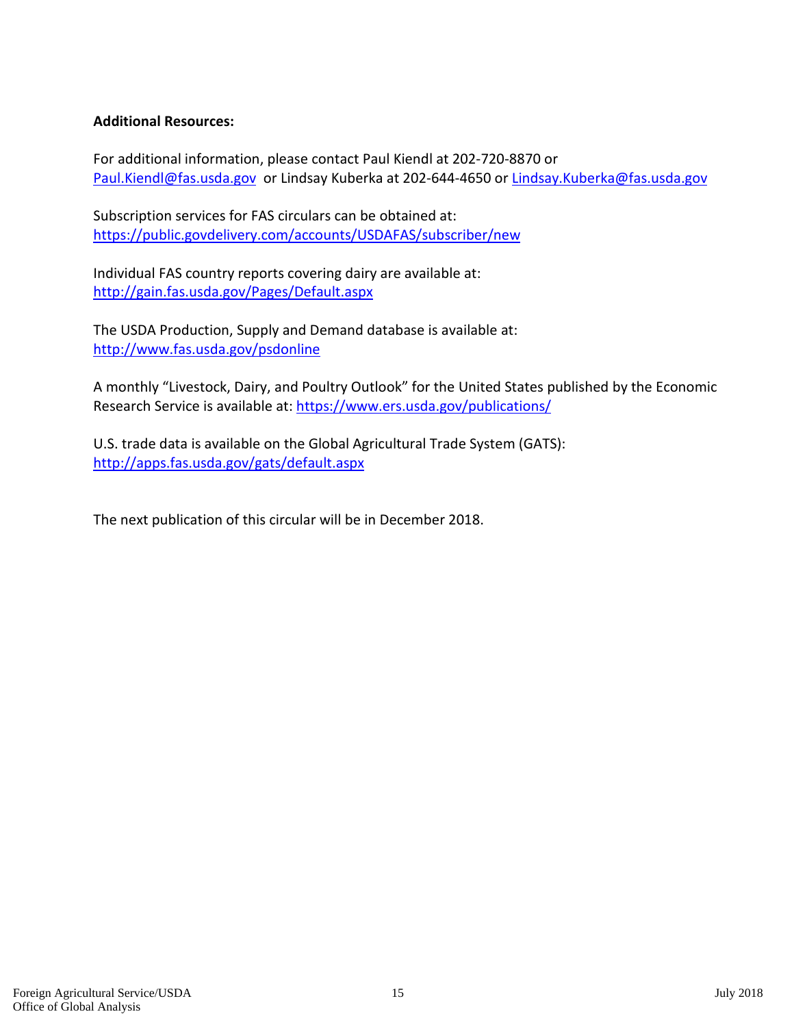**Additional Resources:**

For additional information, please contact Paul Kiendl at 202-720-8870 or Paul.Kiendl@fas.usda.gov or Lindsay Kuberka at 202-644-4650 or Lindsay.Kuberka@fas.usda.gov

Subscription services for FAS circulars can be obtained at:
https://public.govdelivery.com/accounts/USDAFAS/subscriber/new

Individual FAS country reports covering dairy are available at:
http://gain.fas.usda.gov/Pages/Default.aspx

The USDA Production, Supply and Demand database is available at:
http://www.fas.usda.gov/psdonline

A monthly "Livestock, Dairy, and Poultry Outlook" for the United States published by the Economic Research Service is available at: https://www.ers.usda.gov/publications/

U.S. trade data is available on the Global Agricultural Trade System (GATS):
http://apps.fas.usda.gov/gats/default.aspx

The next publication of this circular will be in December 2018.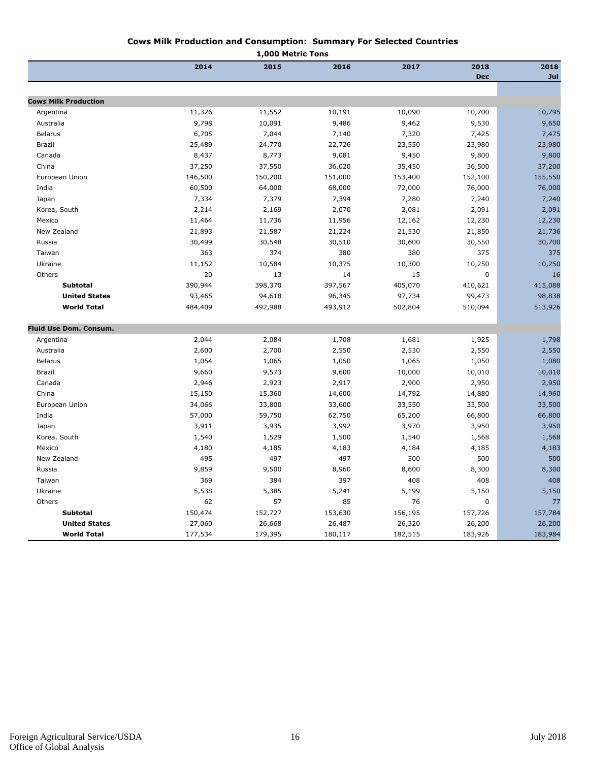## Cows Milk Production and Consumption: Summary For Selected Countries

1,000 Metric Tons

| | 2014 | 2015 | 2016 | 2017 | 2018 Dec | 2018 Jul |
|---|---|---|---|---|---|---|
| **Cows Milk Production** | | | | | | |
| Argentina | 11,326 | 11,552 | 10,191 | 10,090 | 10,700 | 10,795 |
| Australia | 9,798 | 10,091 | 9,486 | 9,462 | 9,530 | 9,650 |
| Belarus | 6,705 | 7,044 | 7,140 | 7,320 | 7,425 | 7,475 |
| Brazil | 25,489 | 24,770 | 22,726 | 23,550 | 23,980 | 23,980 |
| Canada | 8,437 | 8,773 | 9,081 | 9,450 | 9,800 | 9,800 |
| China | 37,250 | 37,550 | 36,020 | 35,450 | 36,500 | 37,200 |
| European Union | 146,500 | 150,200 | 151,000 | 153,400 | 152,100 | 155,550 |
| India | 60,500 | 64,000 | 68,000 | 72,000 | 76,000 | 76,000 |
| Japan | 7,334 | 7,379 | 7,394 | 7,280 | 7,240 | 7,240 |
| Korea, South | 2,214 | 2,169 | 2,070 | 2,081 | 2,091 | 2,091 |
| Mexico | 11,464 | 11,736 | 11,956 | 12,162 | 12,230 | 12,230 |
| New Zealand | 21,893 | 21,587 | 21,224 | 21,530 | 21,850 | 21,736 |
| Russia | 30,499 | 30,548 | 30,510 | 30,600 | 30,550 | 30,700 |
| Taiwan | 363 | 374 | 380 | 380 | 375 | 375 |
| Ukraine | 11,152 | 10,584 | 10,375 | 10,300 | 10,250 | 10,250 |
| Others | 20 | 13 | 14 | 15 | 0 | 16 |
| **Subtotal** | 390,944 | 398,370 | 397,567 | 405,070 | 410,621 | 415,088 |
| **United States** | 93,465 | 94,618 | 96,345 | 97,734 | 99,473 | 98,838 |
| **World Total** | 484,409 | 492,988 | 493,912 | 502,804 | 510,094 | 513,926 |
| **Fluid Use Dom. Consum.** | | | | | | |
| Argentina | 2,044 | 2,084 | 1,708 | 1,681 | 1,925 | 1,798 |
| Australia | 2,600 | 2,700 | 2,550 | 2,530 | 2,550 | 2,550 |
| Belarus | 1,054 | 1,065 | 1,050 | 1,065 | 1,050 | 1,080 |
| Brazil | 9,660 | 9,573 | 9,600 | 10,000 | 10,010 | 10,010 |
| Canada | 2,946 | 2,923 | 2,917 | 2,900 | 2,950 | 2,950 |
| China | 15,150 | 15,360 | 14,600 | 14,792 | 14,880 | 14,960 |
| European Union | 34,066 | 33,800 | 33,600 | 33,550 | 33,500 | 33,500 |
| India | 57,000 | 59,750 | 62,750 | 65,200 | 66,800 | 66,800 |
| Japan | 3,911 | 3,935 | 3,992 | 3,970 | 3,950 | 3,950 |
| Korea, South | 1,540 | 1,529 | 1,500 | 1,540 | 1,568 | 1,568 |
| Mexico | 4,180 | 4,185 | 4,183 | 4,184 | 4,185 | 4,183 |
| New Zealand | 495 | 497 | 497 | 500 | 500 | 500 |
| Russia | 9,859 | 9,500 | 8,960 | 8,600 | 8,300 | 8,300 |
| Taiwan | 369 | 384 | 397 | 408 | 408 | 408 |
| Ukraine | 5,538 | 5,385 | 5,241 | 5,199 | 5,150 | 5,150 |
| Others | 62 | 57 | 85 | 76 | 0 | 77 |
| **Subtotal** | 150,474 | 152,727 | 153,630 | 156,195 | 157,726 | 157,784 |
| **United States** | 27,060 | 26,668 | 26,487 | 26,320 | 26,200 | 26,200 |
| **World Total** | 177,534 | 179,395 | 180,117 | 182,515 | 183,926 | 183,984 |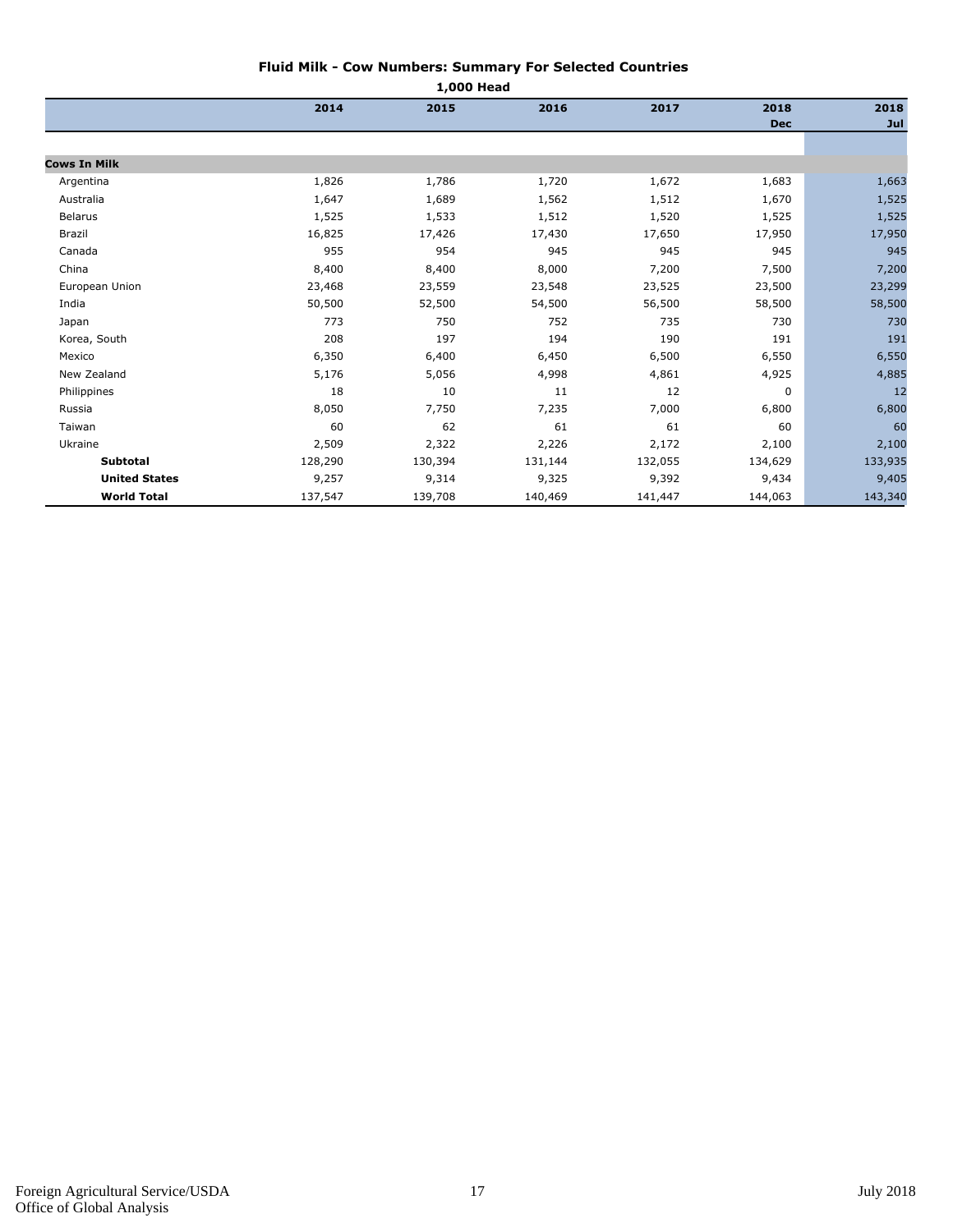# Fluid Milk - Cow Numbers: Summary For Selected Countries

1,000 Head

| | 2014 | 2015 | 2016 | 2017 | 2018 Dec | 2018 Jul |
|---|---|---|---|---|---|---|
| **Cows In Milk** | | | | | | |
| Argentina | 1,826 | 1,786 | 1,720 | 1,672 | 1,683 | 1,663 |
| Australia | 1,647 | 1,689 | 1,562 | 1,512 | 1,670 | 1,525 |
| Belarus | 1,525 | 1,533 | 1,512 | 1,520 | 1,525 | 1,525 |
| Brazil | 16,825 | 17,426 | 17,430 | 17,650 | 17,950 | 17,950 |
| Canada | 955 | 954 | 945 | 945 | 945 | 945 |
| China | 8,400 | 8,400 | 8,000 | 7,200 | 7,500 | 7,200 |
| European Union | 23,468 | 23,559 | 23,548 | 23,525 | 23,500 | 23,299 |
| India | 50,500 | 52,500 | 54,500 | 56,500 | 58,500 | 58,500 |
| Japan | 773 | 750 | 752 | 735 | 730 | 730 |
| Korea, South | 208 | 197 | 194 | 190 | 191 | 191 |
| Mexico | 6,350 | 6,400 | 6,450 | 6,500 | 6,550 | 6,550 |
| New Zealand | 5,176 | 5,056 | 4,998 | 4,861 | 4,925 | 4,885 |
| Philippines | 18 | 10 | 11 | 12 | 0 | 12 |
| Russia | 8,050 | 7,750 | 7,235 | 7,000 | 6,800 | 6,800 |
| Taiwan | 60 | 62 | 61 | 61 | 60 | 60 |
| Ukraine | 2,509 | 2,322 | 2,226 | 2,172 | 2,100 | 2,100 |
| **Subtotal** | 128,290 | 130,394 | 131,144 | 132,055 | 134,629 | 133,935 |
| **United States** | 9,257 | 9,314 | 9,325 | 9,392 | 9,434 | 9,405 |
| **World Total** | 137,547 | 139,708 | 140,469 | 141,447 | 144,063 | 143,340 |

Foreign Agricultural Service/USDA
Office of Global Analysis

July 2018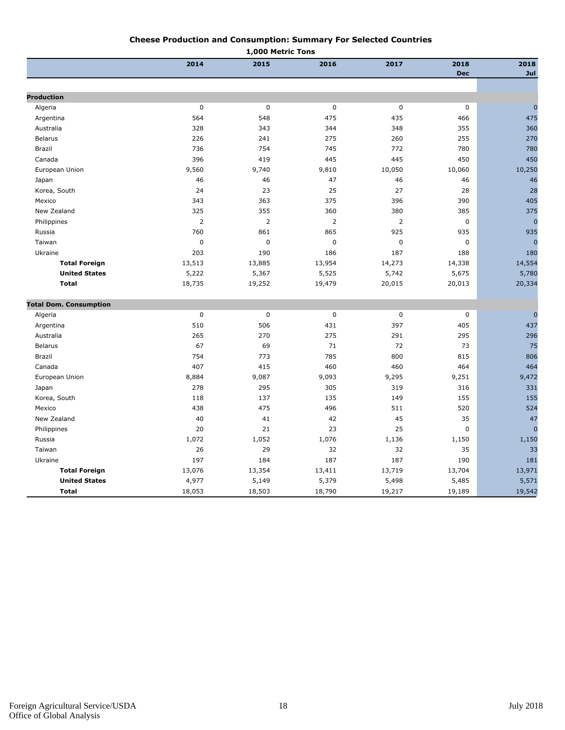## Cheese Production and Consumption: Summary For Selected Countries

1,000 Metric Tons

| | 2014 | 2015 | 2016 | 2017 | 2018 Dec | 2018 Jul |
|---|---|---|---|---|---|---|
| **Production** | | | | | | |
| Algeria | 0 | 0 | 0 | 0 | 0 | 0 |
| Argentina | 564 | 548 | 475 | 435 | 466 | 475 |
| Australia | 328 | 343 | 344 | 348 | 355 | 360 |
| Belarus | 226 | 241 | 275 | 260 | 255 | 270 |
| Brazil | 736 | 754 | 745 | 772 | 780 | 780 |
| Canada | 396 | 419 | 445 | 445 | 450 | 450 |
| European Union | 9,560 | 9,740 | 9,810 | 10,050 | 10,060 | 10,250 |
| Japan | 46 | 46 | 47 | 46 | 46 | 46 |
| Korea, South | 24 | 23 | 25 | 27 | 28 | 28 |
| Mexico | 343 | 363 | 375 | 396 | 390 | 405 |
| New Zealand | 325 | 355 | 360 | 380 | 385 | 375 |
| Philippines | 2 | 2 | 2 | 2 | 0 | 0 |
| Russia | 760 | 861 | 865 | 925 | 935 | 935 |
| Taiwan | 0 | 0 | 0 | 0 | 0 | 0 |
| Ukraine | 203 | 190 | 186 | 187 | 188 | 180 |
| **Total Foreign** | 13,513 | 13,885 | 13,954 | 14,273 | 14,338 | 14,554 |
| **United States** | 5,222 | 5,367 | 5,525 | 5,742 | 5,675 | 5,780 |
| **Total** | 18,735 | 19,252 | 19,479 | 20,015 | 20,013 | 20,334 |
| **Total Dom. Consumption** | | | | | | |
| Algeria | 0 | 0 | 0 | 0 | 0 | 0 |
| Argentina | 510 | 506 | 431 | 397 | 405 | 437 |
| Australia | 265 | 270 | 275 | 291 | 295 | 296 |
| Belarus | 67 | 69 | 71 | 72 | 73 | 75 |
| Brazil | 754 | 773 | 785 | 800 | 815 | 806 |
| Canada | 407 | 415 | 460 | 460 | 464 | 464 |
| European Union | 8,884 | 9,087 | 9,093 | 9,295 | 9,251 | 9,472 |
| Japan | 278 | 295 | 305 | 319 | 316 | 331 |
| Korea, South | 118 | 137 | 135 | 149 | 155 | 155 |
| Mexico | 438 | 475 | 496 | 511 | 520 | 524 |
| New Zealand | 40 | 41 | 42 | 45 | 35 | 47 |
| Philippines | 20 | 21 | 23 | 25 | 0 | 0 |
| Russia | 1,072 | 1,052 | 1,076 | 1,136 | 1,150 | 1,150 |
| Taiwan | 26 | 29 | 32 | 32 | 35 | 33 |
| Ukraine | 197 | 184 | 187 | 187 | 190 | 181 |
| **Total Foreign** | 13,076 | 13,354 | 13,411 | 13,719 | 13,704 | 13,971 |
| **United States** | 4,977 | 5,149 | 5,379 | 5,498 | 5,485 | 5,571 |
| **Total** | 18,053 | 18,503 | 18,790 | 19,217 | 19,189 | 19,542 |

Foreign Agricultural Service/USDA
Office of Global Analysis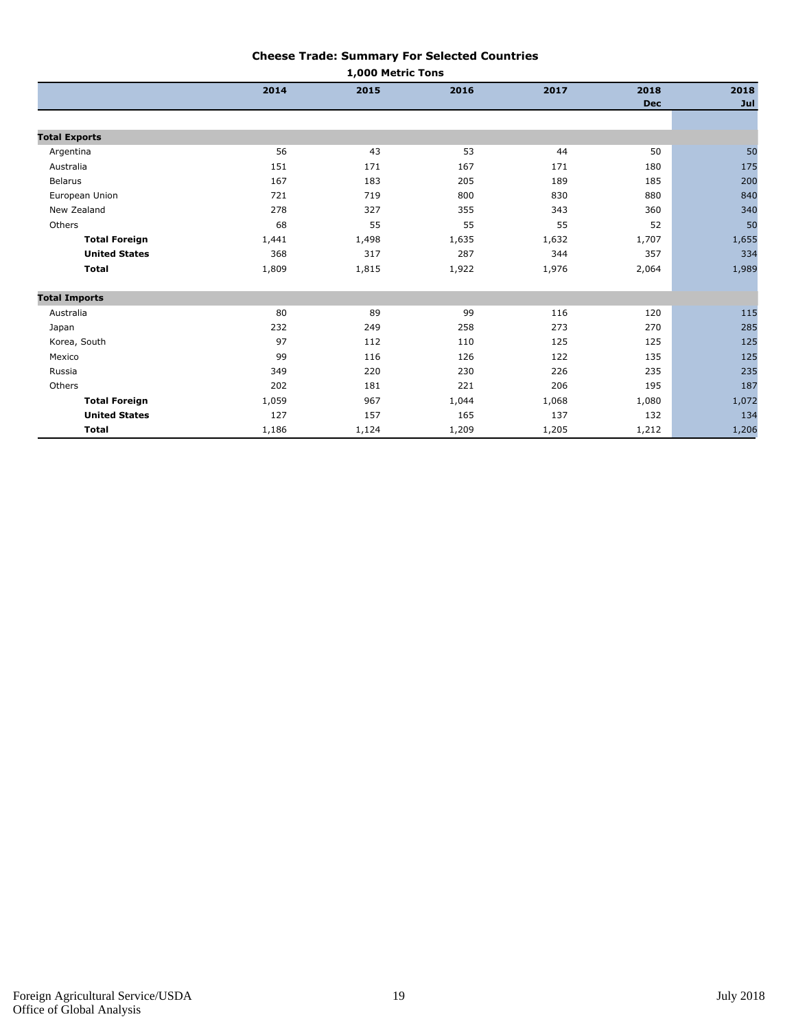# Cheese Trade: Summary For Selected Countries

1,000 Metric Tons

| | 2014 | 2015 | 2016 | 2017 | 2018 Dec | 2018 Jul |
|---|---|---|---|---|---|---|
| **Total Exports** | | | | | | |
| Argentina | 56 | 43 | 53 | 44 | 50 | 50 |
| Australia | 151 | 171 | 167 | 171 | 180 | 175 |
| Belarus | 167 | 183 | 205 | 189 | 185 | 200 |
| European Union | 721 | 719 | 800 | 830 | 880 | 840 |
| New Zealand | 278 | 327 | 355 | 343 | 360 | 340 |
| Others | 68 | 55 | 55 | 55 | 52 | 50 |
| **Total Foreign** | 1,441 | 1,498 | 1,635 | 1,632 | 1,707 | 1,655 |
| **United States** | 368 | 317 | 287 | 344 | 357 | 334 |
| **Total** | 1,809 | 1,815 | 1,922 | 1,976 | 2,064 | 1,989 |
| **Total Imports** | | | | | | |
| Australia | 80 | 89 | 99 | 116 | 120 | 115 |
| Japan | 232 | 249 | 258 | 273 | 270 | 285 |
| Korea, South | 97 | 112 | 110 | 125 | 125 | 125 |
| Mexico | 99 | 116 | 126 | 122 | 135 | 125 |
| Russia | 349 | 220 | 230 | 226 | 235 | 235 |
| Others | 202 | 181 | 221 | 206 | 195 | 187 |
| **Total Foreign** | 1,059 | 967 | 1,044 | 1,068 | 1,080 | 1,072 |
| **United States** | 127 | 157 | 165 | 137 | 132 | 134 |
| **Total** | 1,186 | 1,124 | 1,209 | 1,205 | 1,212 | 1,206 |

Foreign Agricultural Service/USDA
Office of Global Analysis

July 2018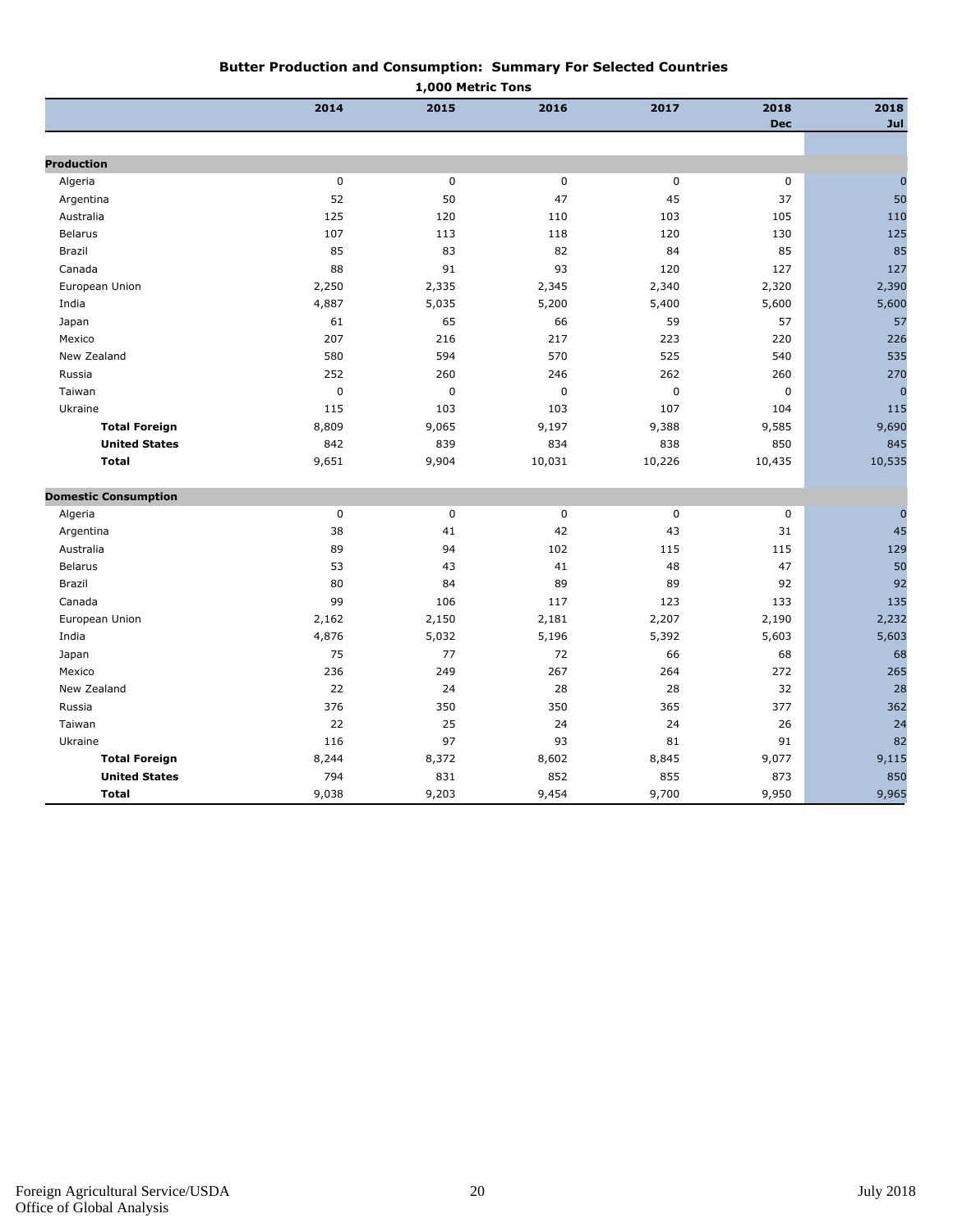# Butter Production and Consumption: Summary For Selected Countries

1,000 Metric Tons

| | 2014 | 2015 | 2016 | 2017 | 2018 Dec | 2018 Jul |
|---|---|---|---|---|---|---|
| **Production** | | | | | | |
| Algeria | 0 | 0 | 0 | 0 | 0 | 0 |
| Argentina | 52 | 50 | 47 | 45 | 37 | 50 |
| Australia | 125 | 120 | 110 | 103 | 105 | 110 |
| Belarus | 107 | 113 | 118 | 120 | 130 | 125 |
| Brazil | 85 | 83 | 82 | 84 | 85 | 85 |
| Canada | 88 | 91 | 93 | 120 | 127 | 127 |
| European Union | 2,250 | 2,335 | 2,345 | 2,340 | 2,320 | 2,390 |
| India | 4,887 | 5,035 | 5,200 | 5,400 | 5,600 | 5,600 |
| Japan | 61 | 65 | 66 | 59 | 57 | 57 |
| Mexico | 207 | 216 | 217 | 223 | 220 | 226 |
| New Zealand | 580 | 594 | 570 | 525 | 540 | 535 |
| Russia | 252 | 260 | 246 | 262 | 260 | 270 |
| Taiwan | 0 | 0 | 0 | 0 | 0 | 0 |
| Ukraine | 115 | 103 | 103 | 107 | 104 | 115 |
| **Total Foreign** | 8,809 | 9,065 | 9,197 | 9,388 | 9,585 | 9,690 |
| **United States** | 842 | 839 | 834 | 838 | 850 | 845 |
| **Total** | 9,651 | 9,904 | 10,031 | 10,226 | 10,435 | 10,535 |
| **Domestic Consumption** | | | | | | |
| Algeria | 0 | 0 | 0 | 0 | 0 | 0 |
| Argentina | 38 | 41 | 42 | 43 | 31 | 45 |
| Australia | 89 | 94 | 102 | 115 | 115 | 129 |
| Belarus | 53 | 43 | 41 | 48 | 47 | 50 |
| Brazil | 80 | 84 | 89 | 89 | 92 | 92 |
| Canada | 99 | 106 | 117 | 123 | 133 | 135 |
| European Union | 2,162 | 2,150 | 2,181 | 2,207 | 2,190 | 2,232 |
| India | 4,876 | 5,032 | 5,196 | 5,392 | 5,603 | 5,603 |
| Japan | 75 | 77 | 72 | 66 | 68 | 68 |
| Mexico | 236 | 249 | 267 | 264 | 272 | 265 |
| New Zealand | 22 | 24 | 28 | 28 | 32 | 28 |
| Russia | 376 | 350 | 350 | 365 | 377 | 362 |
| Taiwan | 22 | 25 | 24 | 24 | 26 | 24 |
| Ukraine | 116 | 97 | 93 | 81 | 91 | 82 |
| **Total Foreign** | 8,244 | 8,372 | 8,602 | 8,845 | 9,077 | 9,115 |
| **United States** | 794 | 831 | 852 | 855 | 873 | 850 |
| **Total** | 9,038 | 9,203 | 9,454 | 9,700 | 9,950 | 9,965 |

Foreign Agricultural Service/USDA
Office of Global Analysis

July 2018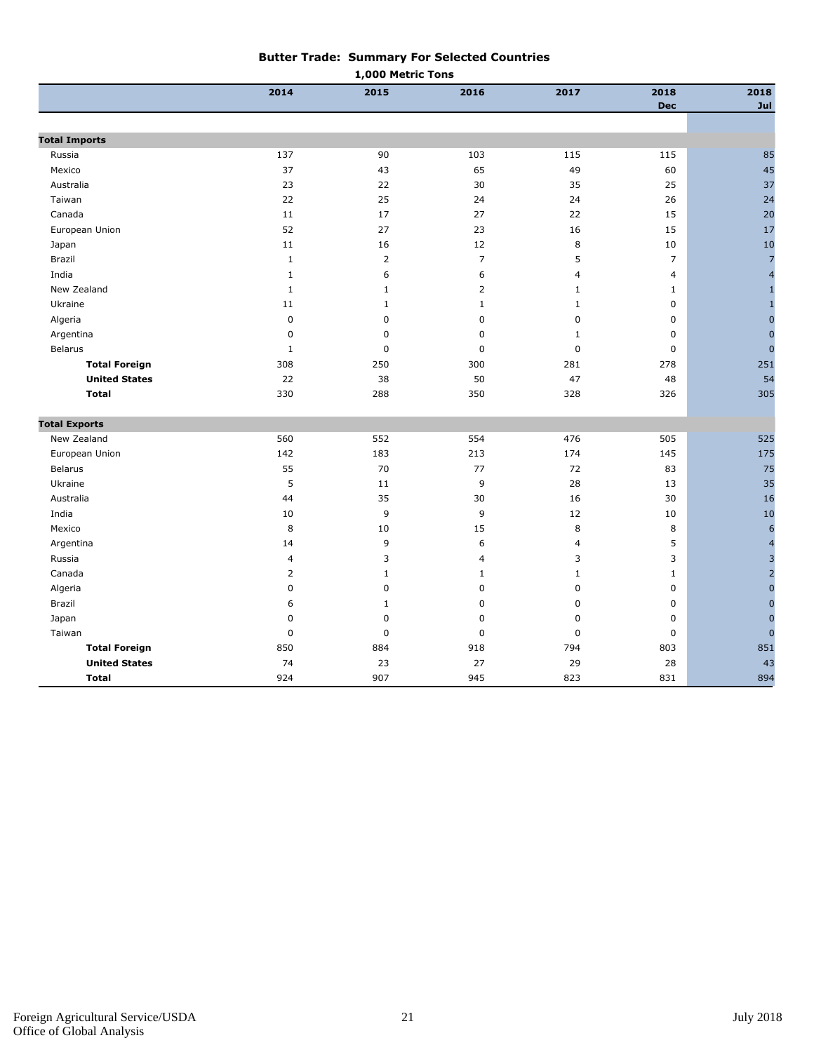## Butter Trade: Summary For Selected Countries

1,000 Metric Tons

| | 2014 | 2015 | 2016 | 2017 | 2018 Dec | 2018 Jul |
|---|---|---|---|---|---|---|
| **Total Imports** | | | | | | |
| Russia | 137 | 90 | 103 | 115 | 115 | 85 |
| Mexico | 37 | 43 | 65 | 49 | 60 | 45 |
| Australia | 23 | 22 | 30 | 35 | 25 | 37 |
| Taiwan | 22 | 25 | 24 | 24 | 26 | 24 |
| Canada | 11 | 17 | 27 | 22 | 15 | 20 |
| European Union | 52 | 27 | 23 | 16 | 15 | 17 |
| Japan | 11 | 16 | 12 | 8 | 10 | 10 |
| Brazil | 1 | 2 | 7 | 5 | 7 | 7 |
| India | 1 | 6 | 6 | 4 | 4 | 4 |
| New Zealand | 1 | 1 | 2 | 1 | 1 | 1 |
| Ukraine | 11 | 1 | 1 | 1 | 0 | 1 |
| Algeria | 0 | 0 | 0 | 0 | 0 | 0 |
| Argentina | 0 | 0 | 0 | 1 | 0 | 0 |
| Belarus | 1 | 0 | 0 | 0 | 0 | 0 |
| **Total Foreign** | 308 | 250 | 300 | 281 | 278 | 251 |
| **United States** | 22 | 38 | 50 | 47 | 48 | 54 |
| **Total** | 330 | 288 | 350 | 328 | 326 | 305 |
| **Total Exports** | | | | | | |
| New Zealand | 560 | 552 | 554 | 476 | 505 | 525 |
| European Union | 142 | 183 | 213 | 174 | 145 | 175 |
| Belarus | 55 | 70 | 77 | 72 | 83 | 75 |
| Ukraine | 5 | 11 | 9 | 28 | 13 | 35 |
| Australia | 44 | 35 | 30 | 16 | 30 | 16 |
| India | 10 | 9 | 9 | 12 | 10 | 10 |
| Mexico | 8 | 10 | 15 | 8 | 8 | 6 |
| Argentina | 14 | 9 | 6 | 4 | 5 | 4 |
| Russia | 4 | 3 | 4 | 3 | 3 | 3 |
| Canada | 2 | 1 | 1 | 1 | 1 | 2 |
| Algeria | 0 | 0 | 0 | 0 | 0 | 0 |
| Brazil | 6 | 1 | 0 | 0 | 0 | 0 |
| Japan | 0 | 0 | 0 | 0 | 0 | 0 |
| Taiwan | 0 | 0 | 0 | 0 | 0 | 0 |
| **Total Foreign** | 850 | 884 | 918 | 794 | 803 | 851 |
| **United States** | 74 | 23 | 27 | 29 | 28 | 43 |
| **Total** | 924 | 907 | 945 | 823 | 831 | 894 |

Foreign Agricultural Service/USDA
Office of Global Analysis

July 2018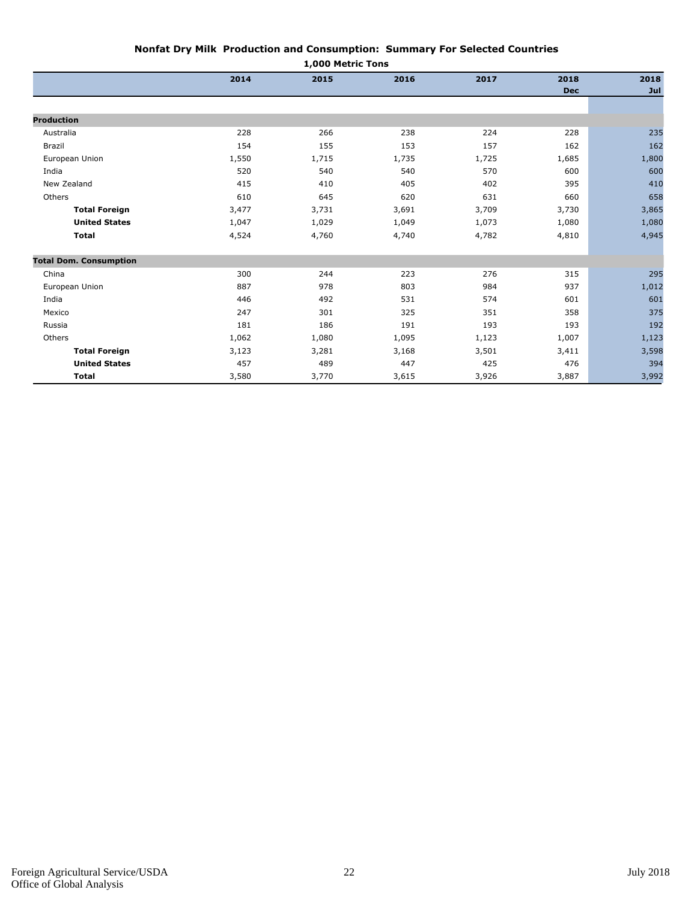## Nonfat Dry Milk Production and Consumption: Summary For Selected Countries

1,000 Metric Tons

| | 2014 | 2015 | 2016 | 2017 | 2018 Dec | 2018 Jul |
|---|---|---|---|---|---|---|
| **Production** | | | | | | |
| Australia | 228 | 266 | 238 | 224 | 228 | 235 |
| Brazil | 154 | 155 | 153 | 157 | 162 | 162 |
| European Union | 1,550 | 1,715 | 1,735 | 1,725 | 1,685 | 1,800 |
| India | 520 | 540 | 540 | 570 | 600 | 600 |
| New Zealand | 415 | 410 | 405 | 402 | 395 | 410 |
| Others | 610 | 645 | 620 | 631 | 660 | 658 |
| **Total Foreign** | 3,477 | 3,731 | 3,691 | 3,709 | 3,730 | 3,865 |
| **United States** | 1,047 | 1,029 | 1,049 | 1,073 | 1,080 | 1,080 |
| **Total** | 4,524 | 4,760 | 4,740 | 4,782 | 4,810 | 4,945 |
| **Total Dom. Consumption** | | | | | | |
| China | 300 | 244 | 223 | 276 | 315 | 295 |
| European Union | 887 | 978 | 803 | 984 | 937 | 1,012 |
| India | 446 | 492 | 531 | 574 | 601 | 601 |
| Mexico | 247 | 301 | 325 | 351 | 358 | 375 |
| Russia | 181 | 186 | 191 | 193 | 193 | 192 |
| Others | 1,062 | 1,080 | 1,095 | 1,123 | 1,007 | 1,123 |
| **Total Foreign** | 3,123 | 3,281 | 3,168 | 3,501 | 3,411 | 3,598 |
| **United States** | 457 | 489 | 447 | 425 | 476 | 394 |
| **Total** | 3,580 | 3,770 | 3,615 | 3,926 | 3,887 | 3,992 |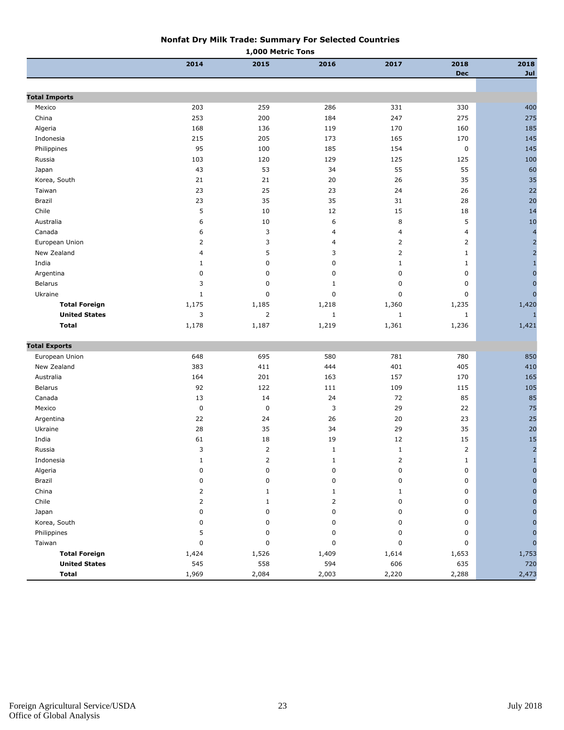## Nonfat Dry Milk Trade: Summary For Selected Countries

1,000 Metric Tons

| | 2014 | 2015 | 2016 | 2017 | 2018 Dec | 2018 Jul |
|---|---|---|---|---|---|---|
| **Total Imports** | | | | | | |
| Mexico | 203 | 259 | 286 | 331 | 330 | 400 |
| China | 253 | 200 | 184 | 247 | 275 | 275 |
| Algeria | 168 | 136 | 119 | 170 | 160 | 185 |
| Indonesia | 215 | 205 | 173 | 165 | 170 | 145 |
| Philippines | 95 | 100 | 185 | 154 | 0 | 145 |
| Russia | 103 | 120 | 129 | 125 | 125 | 100 |
| Japan | 43 | 53 | 34 | 55 | 55 | 60 |
| Korea, South | 21 | 21 | 20 | 26 | 35 | 35 |
| Taiwan | 23 | 25 | 23 | 24 | 26 | 22 |
| Brazil | 23 | 35 | 35 | 31 | 28 | 20 |
| Chile | 5 | 10 | 12 | 15 | 18 | 14 |
| Australia | 6 | 10 | 6 | 8 | 5 | 10 |
| Canada | 6 | 3 | 4 | 4 | 4 | 4 |
| European Union | 2 | 3 | 4 | 2 | 2 | 2 |
| New Zealand | 4 | 5 | 3 | 2 | 1 | 2 |
| India | 1 | 0 | 0 | 1 | 1 | 1 |
| Argentina | 0 | 0 | 0 | 0 | 0 | 0 |
| Belarus | 3 | 0 | 1 | 0 | 0 | 0 |
| Ukraine | 1 | 0 | 0 | 0 | 0 | 0 |
| **Total Foreign** | 1,175 | 1,185 | 1,218 | 1,360 | 1,235 | 1,420 |
| **United States** | 3 | 2 | 1 | 1 | 1 | 1 |
| **Total** | 1,178 | 1,187 | 1,219 | 1,361 | 1,236 | 1,421 |
| **Total Exports** | | | | | | |
| European Union | 648 | 695 | 580 | 781 | 780 | 850 |
| New Zealand | 383 | 411 | 444 | 401 | 405 | 410 |
| Australia | 164 | 201 | 163 | 157 | 170 | 165 |
| Belarus | 92 | 122 | 111 | 109 | 115 | 105 |
| Canada | 13 | 14 | 24 | 72 | 85 | 85 |
| Mexico | 0 | 0 | 3 | 29 | 22 | 75 |
| Argentina | 22 | 24 | 26 | 20 | 23 | 25 |
| Ukraine | 28 | 35 | 34 | 29 | 35 | 20 |
| India | 61 | 18 | 19 | 12 | 15 | 15 |
| Russia | 3 | 2 | 1 | 1 | 2 | 2 |
| Indonesia | 1 | 2 | 1 | 2 | 1 | 1 |
| Algeria | 0 | 0 | 0 | 0 | 0 | 0 |
| Brazil | 0 | 0 | 0 | 0 | 0 | 0 |
| China | 2 | 1 | 1 | 1 | 0 | 0 |
| Chile | 2 | 1 | 2 | 0 | 0 | 0 |
| Japan | 0 | 0 | 0 | 0 | 0 | 0 |
| Korea, South | 0 | 0 | 0 | 0 | 0 | 0 |
| Philippines | 5 | 0 | 0 | 0 | 0 | 0 |
| Taiwan | 0 | 0 | 0 | 0 | 0 | 0 |
| **Total Foreign** | 1,424 | 1,526 | 1,409 | 1,614 | 1,653 | 1,753 |
| **United States** | 545 | 558 | 594 | 606 | 635 | 720 |
| **Total** | 1,969 | 2,084 | 2,003 | 2,220 | 2,288 | 2,473 |

Foreign Agricultural Service/USDA
Office of Global Analysis

July 2018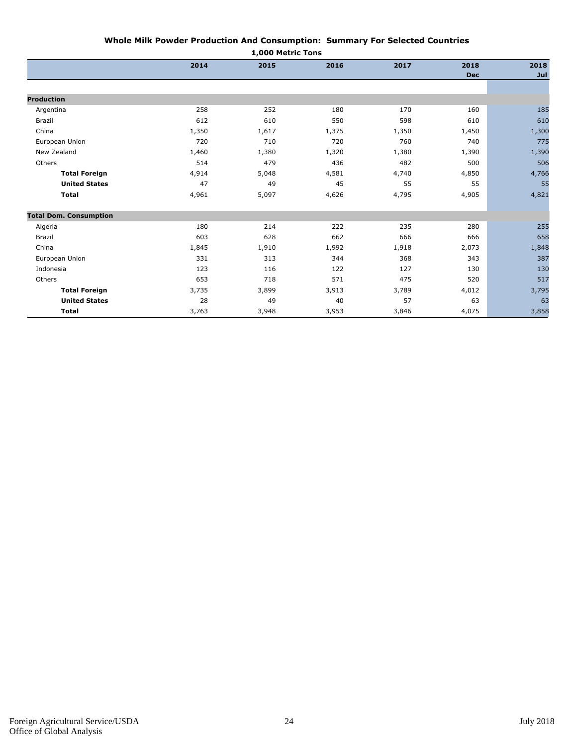## Whole Milk Powder Production And Consumption: Summary For Selected Countries

1,000 Metric Tons

| | 2014 | 2015 | 2016 | 2017 | 2018 Dec | 2018 Jul |
|---|---|---|---|---|---|---|
| **Production** | | | | | | |
| Argentina | 258 | 252 | 180 | 170 | 160 | 185 |
| Brazil | 612 | 610 | 550 | 598 | 610 | 610 |
| China | 1,350 | 1,617 | 1,375 | 1,350 | 1,450 | 1,300 |
| European Union | 720 | 710 | 720 | 760 | 740 | 775 |
| New Zealand | 1,460 | 1,380 | 1,320 | 1,380 | 1,390 | 1,390 |
| Others | 514 | 479 | 436 | 482 | 500 | 506 |
| **Total Foreign** | 4,914 | 5,048 | 4,581 | 4,740 | 4,850 | 4,766 |
| **United States** | 47 | 49 | 45 | 55 | 55 | 55 |
| **Total** | 4,961 | 5,097 | 4,626 | 4,795 | 4,905 | 4,821 |
| **Total Dom. Consumption** | | | | | | |
| Algeria | 180 | 214 | 222 | 235 | 280 | 255 |
| Brazil | 603 | 628 | 662 | 666 | 666 | 658 |
| China | 1,845 | 1,910 | 1,992 | 1,918 | 2,073 | 1,848 |
| European Union | 331 | 313 | 344 | 368 | 343 | 387 |
| Indonesia | 123 | 116 | 122 | 127 | 130 | 130 |
| Others | 653 | 718 | 571 | 475 | 520 | 517 |
| **Total Foreign** | 3,735 | 3,899 | 3,913 | 3,789 | 4,012 | 3,795 |
| **United States** | 28 | 49 | 40 | 57 | 63 | 63 |
| **Total** | 3,763 | 3,948 | 3,953 | 3,846 | 4,075 | 3,858 |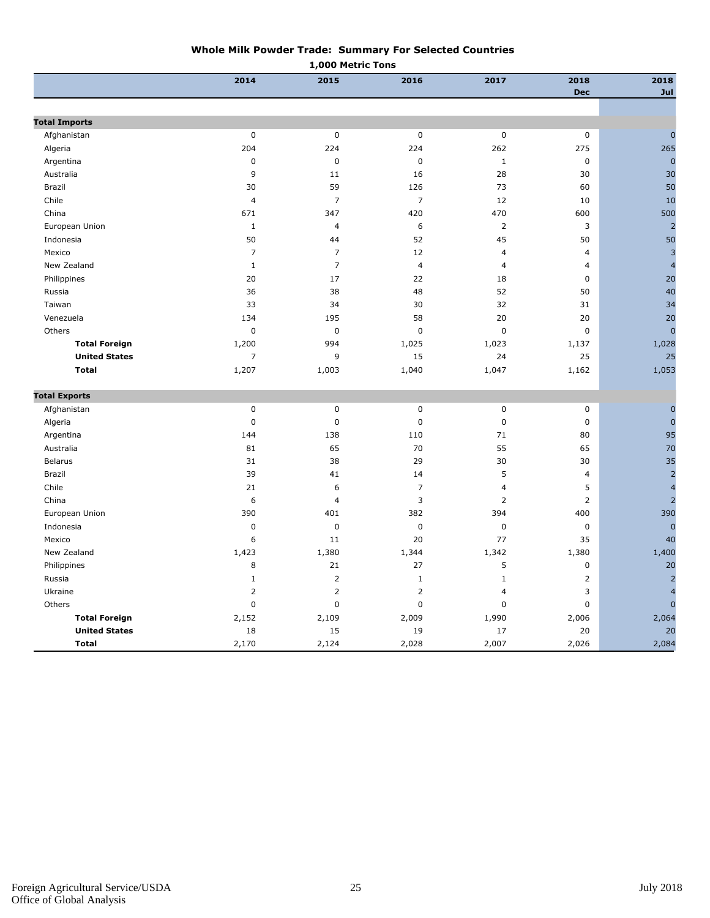## Whole Milk Powder Trade: Summary For Selected Countries

**1,000 Metric Tons**

| | 2014 | 2015 | 2016 | 2017 | 2018 Dec | 2018 Jul |
|---|---|---|---|---|---|---|
| **Total Imports** | | | | | | |
| Afghanistan | 0 | 0 | 0 | 0 | 0 | 0 |
| Algeria | 204 | 224 | 224 | 262 | 275 | 265 |
| Argentina | 0 | 0 | 0 | 1 | 0 | 0 |
| Australia | 9 | 11 | 16 | 28 | 30 | 30 |
| Brazil | 30 | 59 | 126 | 73 | 60 | 50 |
| Chile | 4 | 7 | 7 | 12 | 10 | 10 |
| China | 671 | 347 | 420 | 470 | 600 | 500 |
| European Union | 1 | 4 | 6 | 2 | 3 | 2 |
| Indonesia | 50 | 44 | 52 | 45 | 50 | 50 |
| Mexico | 7 | 7 | 12 | 4 | 4 | 3 |
| New Zealand | 1 | 7 | 4 | 4 | 4 | 4 |
| Philippines | 20 | 17 | 22 | 18 | 0 | 20 |
| Russia | 36 | 38 | 48 | 52 | 50 | 40 |
| Taiwan | 33 | 34 | 30 | 32 | 31 | 34 |
| Venezuela | 134 | 195 | 58 | 20 | 20 | 20 |
| Others | 0 | 0 | 0 | 0 | 0 | 0 |
| **Total Foreign** | 1,200 | 994 | 1,025 | 1,023 | 1,137 | 1,028 |
| **United States** | 7 | 9 | 15 | 24 | 25 | 25 |
| **Total** | 1,207 | 1,003 | 1,040 | 1,047 | 1,162 | 1,053 |
| **Total Exports** | | | | | | |
| Afghanistan | 0 | 0 | 0 | 0 | 0 | 0 |
| Algeria | 0 | 0 | 0 | 0 | 0 | 0 |
| Argentina | 144 | 138 | 110 | 71 | 80 | 95 |
| Australia | 81 | 65 | 70 | 55 | 65 | 70 |
| Belarus | 31 | 38 | 29 | 30 | 30 | 35 |
| Brazil | 39 | 41 | 14 | 5 | 4 | 2 |
| Chile | 21 | 6 | 7 | 4 | 5 | 4 |
| China | 6 | 4 | 3 | 2 | 2 | 2 |
| European Union | 390 | 401 | 382 | 394 | 400 | 390 |
| Indonesia | 0 | 0 | 0 | 0 | 0 | 0 |
| Mexico | 6 | 11 | 20 | 77 | 35 | 40 |
| New Zealand | 1,423 | 1,380 | 1,344 | 1,342 | 1,380 | 1,400 |
| Philippines | 8 | 21 | 27 | 5 | 0 | 20 |
| Russia | 1 | 2 | 1 | 1 | 2 | 2 |
| Ukraine | 2 | 2 | 2 | 4 | 3 | 4 |
| Others | 0 | 0 | 0 | 0 | 0 | 0 |
| **Total Foreign** | 2,152 | 2,109 | 2,009 | 1,990 | 2,006 | 2,064 |
| **United States** | 18 | 15 | 19 | 17 | 20 | 20 |
| **Total** | 2,170 | 2,124 | 2,028 | 2,007 | 2,026 | 2,084 |

Foreign Agricultural Service/USDA
Office of Global Analysis

July 2018